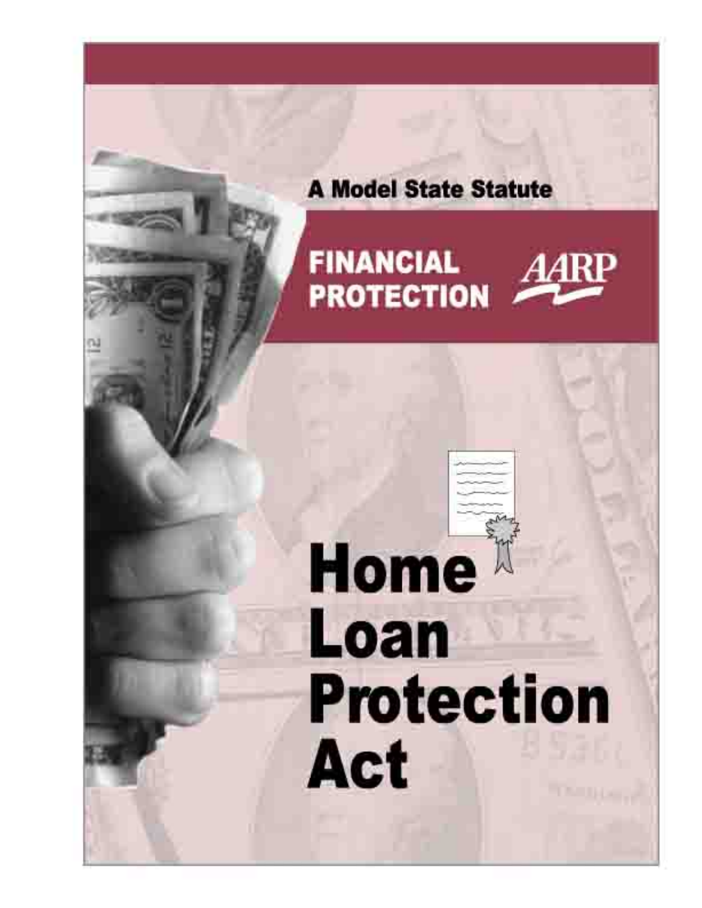A Model State Statute

FINANCIAL PROTECTION

AARP

# Home Loan Protection Act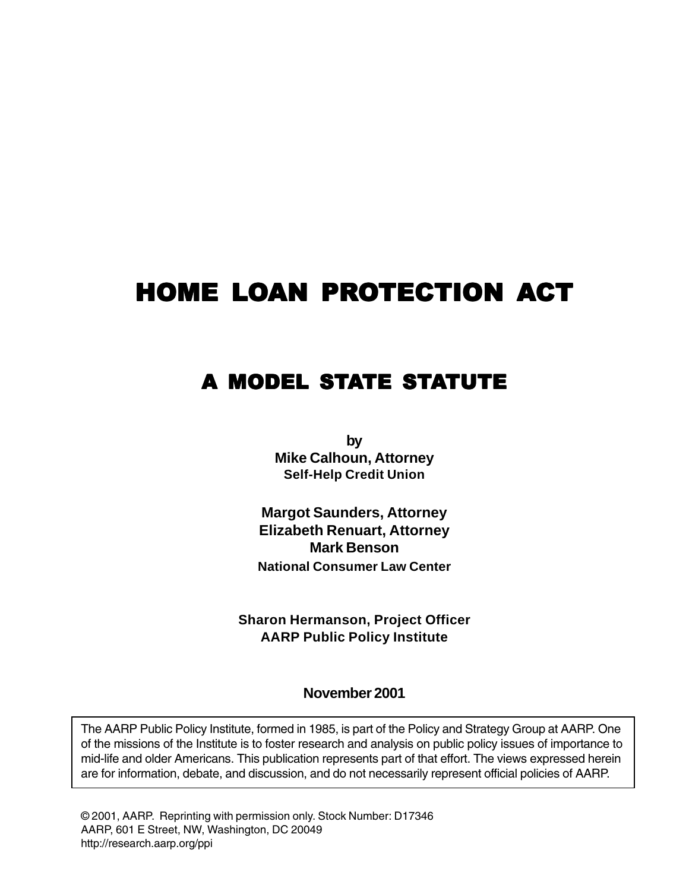# HOME LOAN PROTECTION ACT

## A MODEL STATE STATUTE

**by**
**Mike Calhoun, Attorney**
**Self-Help Credit Union**

**Margot Saunders, Attorney**
**Elizabeth Renuart, Attorney**
**Mark Benson**
**National Consumer Law Center**

**Sharon Hermanson, Project Officer**
**AARP Public Policy Institute**

**November 2001**

The AARP Public Policy Institute, formed in 1985, is part of the Policy and Strategy Group at AARP. One of the missions of the Institute is to foster research and analysis on public policy issues of importance to mid-life and older Americans. This publication represents part of that effort. The views expressed herein are for information, debate, and discussion, and do not necessarily represent official policies of AARP.

© 2001, AARP. Reprinting with permission only. Stock Number: D17346
AARP, 601 E Street, NW, Washington, DC 20049
http://research.aarp.org/ppi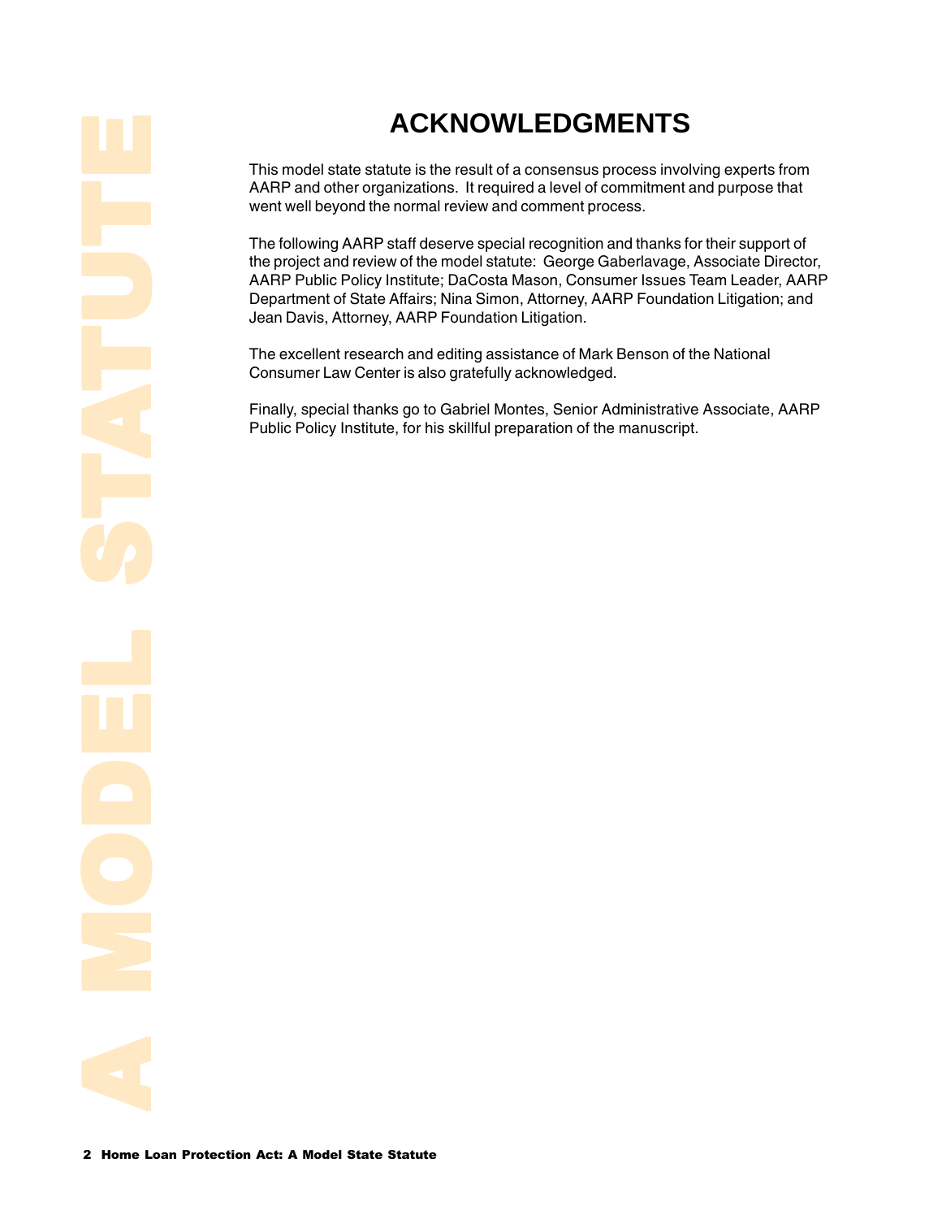# ACKNOWLEDGMENTS

This model state statute is the result of a consensus process involving experts from AARP and other organizations. It required a level of commitment and purpose that went well beyond the normal review and comment process.

The following AARP staff deserve special recognition and thanks for their support of the project and review of the model statute: George Gaberlavage, Associate Director, AARP Public Policy Institute; DaCosta Mason, Consumer Issues Team Leader, AARP Department of State Affairs; Nina Simon, Attorney, AARP Foundation Litigation; and Jean Davis, Attorney, AARP Foundation Litigation.

The excellent research and editing assistance of Mark Benson of the National Consumer Law Center is also gratefully acknowledged.

Finally, special thanks go to Gabriel Montes, Senior Administrative Associate, AARP Public Policy Institute, for his skillful preparation of the manuscript.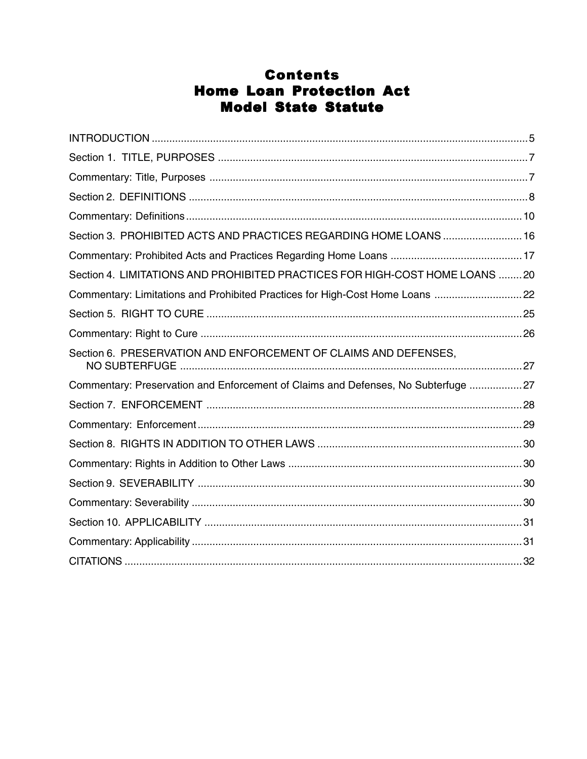# Contents
# Home Loan Protection Act
# Model State Statute

| | |
|---|---|
| INTRODUCTION | 5 |
| Section 1. TITLE, PURPOSES | 7 |
| Commentary: Title, Purposes | 7 |
| Section 2. DEFINITIONS | 8 |
| Commentary: Definitions | 10 |
| Section 3. PROHIBITED ACTS AND PRACTICES REGARDING HOME LOANS | 16 |
| Commentary: Prohibited Acts and Practices Regarding Home Loans | 17 |
| Section 4. LIMITATIONS AND PROHIBITED PRACTICES FOR HIGH-COST HOME LOANS | 20 |
| Commentary: Limitations and Prohibited Practices for High-Cost Home Loans | 22 |
| Section 5. RIGHT TO CURE | 25 |
| Commentary: Right to Cure | 26 |
| Section 6. PRESERVATION AND ENFORCEMENT OF CLAIMS AND DEFENSES, NO SUBTERFUGE | 27 |
| Commentary: Preservation and Enforcement of Claims and Defenses, No Subterfuge | 27 |
| Section 7. ENFORCEMENT | 28 |
| Commentary: Enforcement | 29 |
| Section 8. RIGHTS IN ADDITION TO OTHER LAWS | 30 |
| Commentary: Rights in Addition to Other Laws | 30 |
| Section 9. SEVERABILITY | 30 |
| Commentary: Severability | 30 |
| Section 10. APPLICABILITY | 31 |
| Commentary: Applicability | 31 |
| CITATIONS | 32 |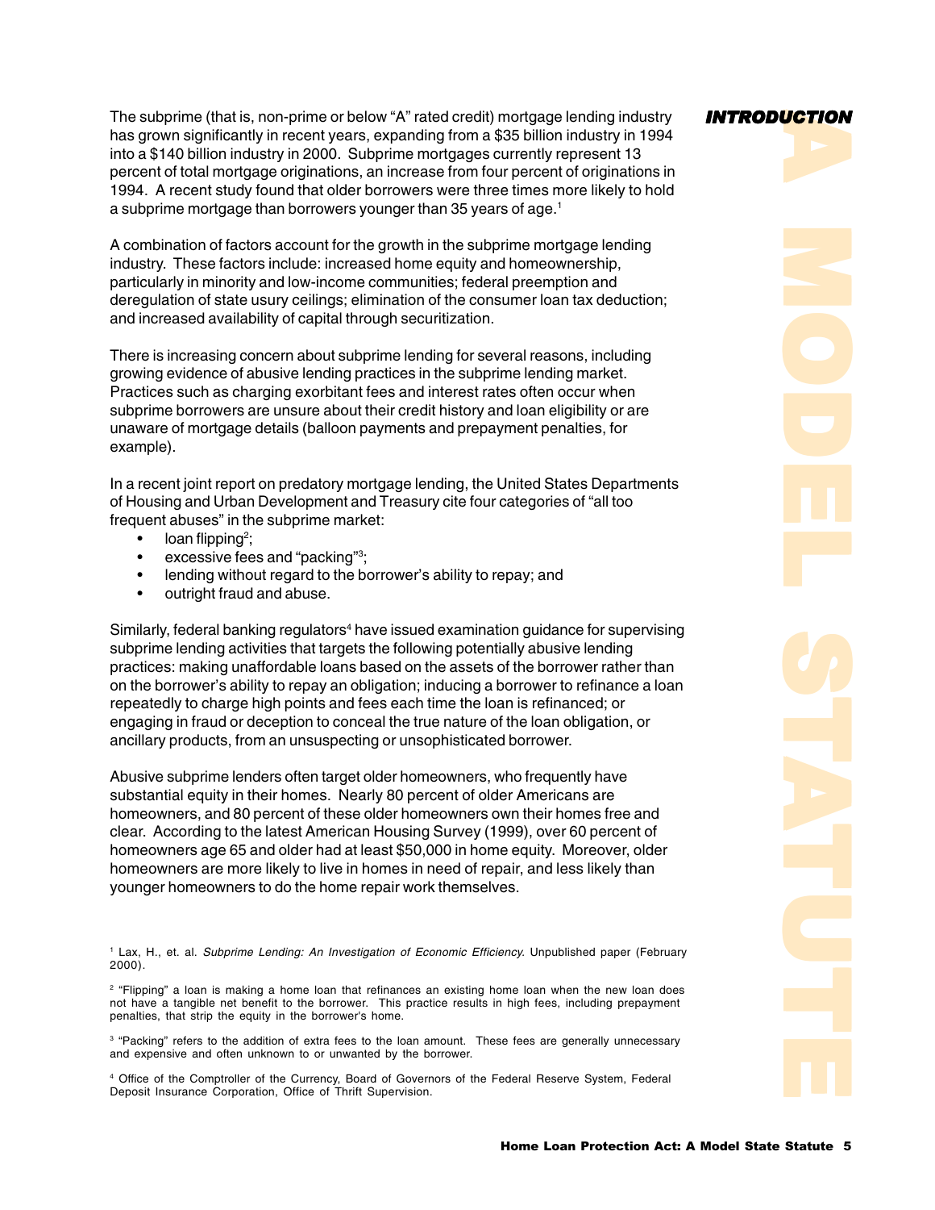## INTRODUCTION

The subprime (that is, non-prime or below "A" rated credit) mortgage lending industry has grown significantly in recent years, expanding from a $35 billion industry in 1994 into a $140 billion industry in 2000. Subprime mortgages currently represent 13 percent of total mortgage originations, an increase from four percent of originations in 1994. A recent study found that older borrowers were three times more likely to hold a subprime mortgage than borrowers younger than 35 years of age.[1]

A combination of factors account for the growth in the subprime mortgage lending industry. These factors include: increased home equity and homeownership, particularly in minority and low-income communities; federal preemption and deregulation of state usury ceilings; elimination of the consumer loan tax deduction; and increased availability of capital through securitization.

There is increasing concern about subprime lending for several reasons, including growing evidence of abusive lending practices in the subprime lending market. Practices such as charging exorbitant fees and interest rates often occur when subprime borrowers are unsure about their credit history and loan eligibility or are unaware of mortgage details (balloon payments and prepayment penalties, for example).

In a recent joint report on predatory mortgage lending, the United States Departments of Housing and Urban Development and Treasury cite four categories of "all too frequent abuses" in the subprime market:

- loan flipping[2];
- excessive fees and "packing"[3];
- lending without regard to the borrower's ability to repay; and
- outright fraud and abuse.

Similarly, federal banking regulators[4] have issued examination guidance for supervising subprime lending activities that targets the following potentially abusive lending practices: making unaffordable loans based on the assets of the borrower rather than on the borrower's ability to repay an obligation; inducing a borrower to refinance a loan repeatedly to charge high points and fees each time the loan is refinanced; or engaging in fraud or deception to conceal the true nature of the loan obligation, or ancillary products, from an unsuspecting or unsophisticated borrower.

Abusive subprime lenders often target older homeowners, who frequently have substantial equity in their homes. Nearly 80 percent of older Americans are homeowners, and 80 percent of these older homeowners own their homes free and clear. According to the latest American Housing Survey (1999), over 60 percent of homeowners age 65 and older had at least $50,000 in home equity. Moreover, older homeowners are more likely to live in homes in need of repair, and less likely than younger homeowners to do the home repair work themselves.

---

[1] Lax, H., et. al. *Subprime Lending: An Investigation of Economic Efficiency.* Unpublished paper (February 2000).

[2] "Flipping" a loan is making a home loan that refinances an existing home loan when the new loan does not have a tangible net benefit to the borrower. This practice results in high fees, including prepayment penalties, that strip the equity in the borrower's home.

[3] "Packing" refers to the addition of extra fees to the loan amount. These fees are generally unnecessary and expensive and often unknown to or unwanted by the borrower.

[4] Office of the Comptroller of the Currency, Board of Governors of the Federal Reserve System, Federal Deposit Insurance Corporation, Office of Thrift Supervision.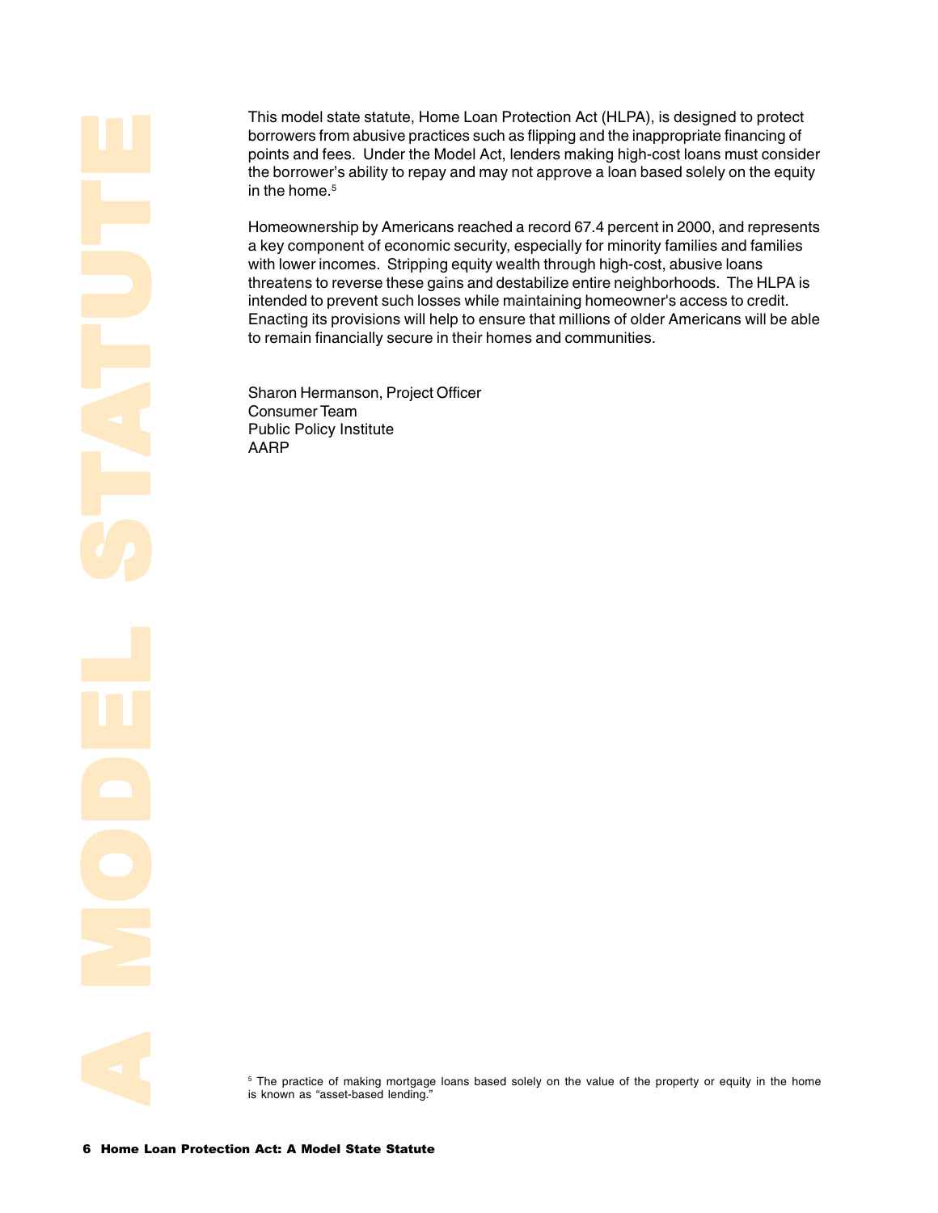This model state statute, Home Loan Protection Act (HLPA), is designed to protect borrowers from abusive practices such as flipping and the inappropriate financing of points and fees. Under the Model Act, lenders making high-cost loans must consider the borrower's ability to repay and may not approve a loan based solely on the equity in the home.[5]

Homeownership by Americans reached a record 67.4 percent in 2000, and represents a key component of economic security, especially for minority families and families with lower incomes. Stripping equity wealth through high-cost, abusive loans threatens to reverse these gains and destabilize entire neighborhoods. The HLPA is intended to prevent such losses while maintaining homeowner's access to credit. Enacting its provisions will help to ensure that millions of older Americans will be able to remain financially secure in their homes and communities.

Sharon Hermanson, Project Officer
Consumer Team
Public Policy Institute
AARP

[5] The practice of making mortgage loans based solely on the value of the property or equity in the home is known as "asset-based lending."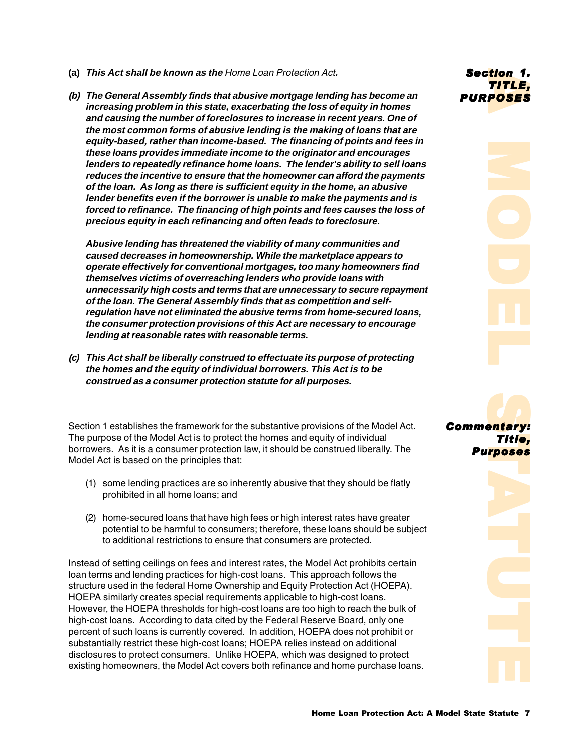## Section 1. TITLE, PURPOSES

**(a)** ***This Act shall be known as the*** *Home Loan Protection Act****.***

***(b) The General Assembly finds that abusive mortgage lending has become an increasing problem in this state, exacerbating the loss of equity in homes and causing the number of foreclosures to increase in recent years. One of the most common forms of abusive lending is the making of loans that are equity-based, rather than income-based. The financing of points and fees in these loans provides immediate income to the originator and encourages lenders to repeatedly refinance home loans. The lender's ability to sell loans reduces the incentive to ensure that the homeowner can afford the payments of the loan. As long as there is sufficient equity in the home, an abusive lender benefits even if the borrower is unable to make the payments and is forced to refinance. The financing of high points and fees causes the loss of precious equity in each refinancing and often leads to foreclosure.***

***Abusive lending has threatened the viability of many communities and caused decreases in homeownership. While the marketplace appears to operate effectively for conventional mortgages, too many homeowners find themselves victims of overreaching lenders who provide loans with unnecessarily high costs and terms that are unnecessary to secure repayment of the loan. The General Assembly finds that as competition and self-regulation have not eliminated the abusive terms from home-secured loans, the consumer protection provisions of this Act are necessary to encourage lending at reasonable rates with reasonable terms.***

***(c) This Act shall be liberally construed to effectuate its purpose of protecting the homes and the equity of individual borrowers. This Act is to be construed as a consumer protection statute for all purposes.***

## Commentary: Title, Purposes

Section 1 establishes the framework for the substantive provisions of the Model Act. The purpose of the Model Act is to protect the homes and equity of individual borrowers. As it is a consumer protection law, it should be construed liberally. The Model Act is based on the principles that:

(1) some lending practices are so inherently abusive that they should be flatly prohibited in all home loans; and

(2) home-secured loans that have high fees or high interest rates have greater potential to be harmful to consumers; therefore, these loans should be subject to additional restrictions to ensure that consumers are protected.

Instead of setting ceilings on fees and interest rates, the Model Act prohibits certain loan terms and lending practices for high-cost loans. This approach follows the structure used in the federal Home Ownership and Equity Protection Act (HOEPA). HOEPA similarly creates special requirements applicable to high-cost loans. However, the HOEPA thresholds for high-cost loans are too high to reach the bulk of high-cost loans. According to data cited by the Federal Reserve Board, only one percent of such loans is currently covered. In addition, HOEPA does not prohibit or substantially restrict these high-cost loans; HOEPA relies instead on additional disclosures to protect consumers. Unlike HOEPA, which was designed to protect existing homeowners, the Model Act covers both refinance and home purchase loans.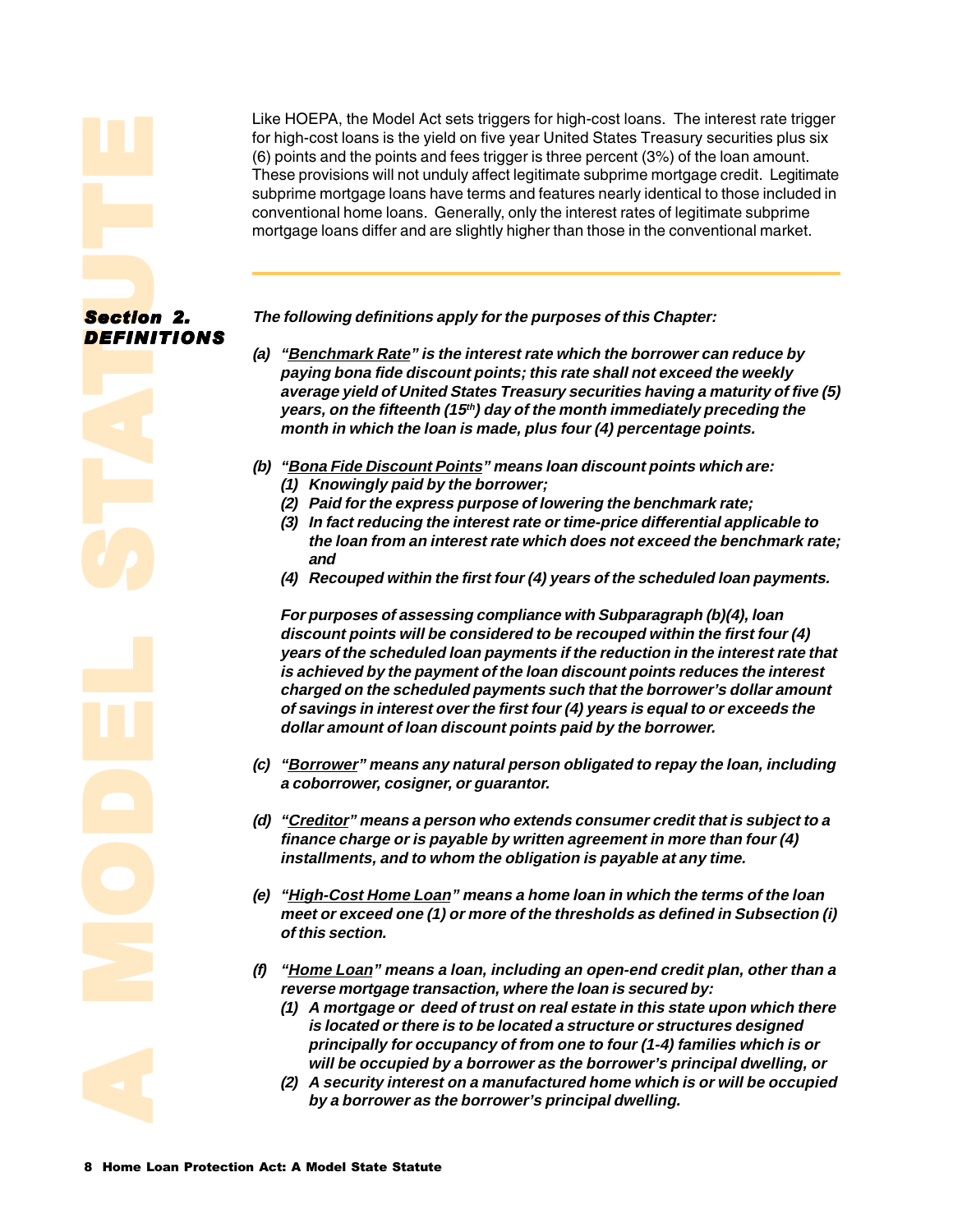Like HOEPA, the Model Act sets triggers for high-cost loans. The interest rate trigger for high-cost loans is the yield on five year United States Treasury securities plus six (6) points and the points and fees trigger is three percent (3%) of the loan amount. These provisions will not unduly affect legitimate subprime mortgage credit. Legitimate subprime mortgage loans have terms and features nearly identical to those included in conventional home loans. Generally, only the interest rates of legitimate subprime mortgage loans differ and are slightly higher than those in the conventional market.

---

## Section 2. DEFINITIONS

***The following definitions apply for the purposes of this Chapter:***

***(a) "<u>Benchmark Rate</u>" is the interest rate which the borrower can reduce by paying bona fide discount points; this rate shall not exceed the weekly average yield of United States Treasury securities having a maturity of five (5) years, on the fifteenth (15th) day of the month immediately preceding the month in which the loan is made, plus four (4) percentage points.***

***(b) "<u>Bona Fide Discount Points</u>" means loan discount points which are:***

- ***(1) Knowingly paid by the borrower;***
- ***(2) Paid for the express purpose of lowering the benchmark rate;***
- ***(3) In fact reducing the interest rate or time-price differential applicable to the loan from an interest rate which does not exceed the benchmark rate; and***
- ***(4) Recouped within the first four (4) years of the scheduled loan payments.***

***For purposes of assessing compliance with Subparagraph (b)(4), loan discount points will be considered to be recouped within the first four (4) years of the scheduled loan payments if the reduction in the interest rate that is achieved by the payment of the loan discount points reduces the interest charged on the scheduled payments such that the borrower's dollar amount of savings in interest over the first four (4) years is equal to or exceeds the dollar amount of loan discount points paid by the borrower.***

***(c) "<u>Borrower</u>" means any natural person obligated to repay the loan, including a coborrower, cosigner, or guarantor.***

***(d) "<u>Creditor</u>" means a person who extends consumer credit that is subject to a finance charge or is payable by written agreement in more than four (4) installments, and to whom the obligation is payable at any time.***

***(e) "<u>High-Cost Home Loan</u>" means a home loan in which the terms of the loan meet or exceed one (1) or more of the thresholds as defined in Subsection (i) of this section.***

***(f) "<u>Home Loan</u>" means a loan, including an open-end credit plan, other than a reverse mortgage transaction, where the loan is secured by:***

- ***(1) A mortgage or deed of trust on real estate in this state upon which there is located or there is to be located a structure or structures designed principally for occupancy of from one to four (1-4) families which is or will be occupied by a borrower as the borrower's principal dwelling, or***
- ***(2) A security interest on a manufactured home which is or will be occupied by a borrower as the borrower's principal dwelling.***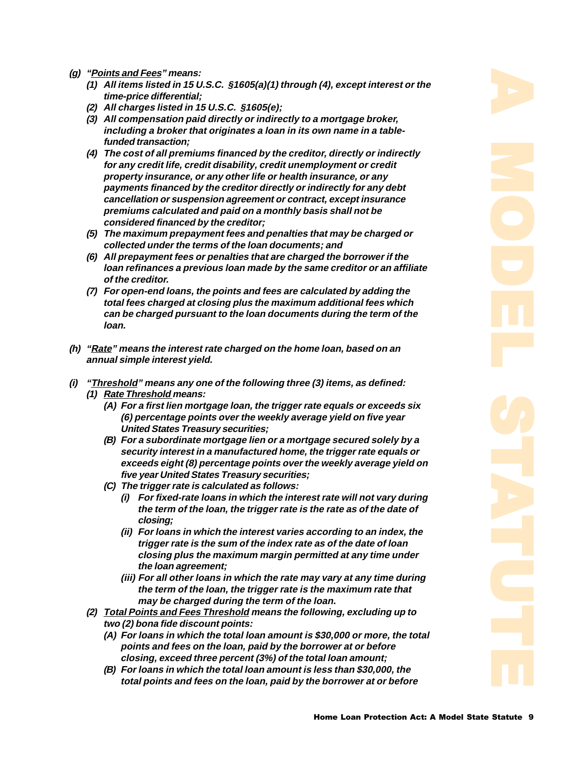*(g) "__Points and Fees__" means:*

*(1) All items listed in 15 U.S.C. §1605(a)(1) through (4), except interest or the time-price differential;*

*(2) All charges listed in 15 U.S.C. §1605(e);*

*(3) All compensation paid directly or indirectly to a mortgage broker, including a broker that originates a loan in its own name in a table-funded transaction;*

*(4) The cost of all premiums financed by the creditor, directly or indirectly for any credit life, credit disability, credit unemployment or credit property insurance, or any other life or health insurance, or any payments financed by the creditor directly or indirectly for any debt cancellation or suspension agreement or contract, except insurance premiums calculated and paid on a monthly basis shall not be considered financed by the creditor;*

*(5) The maximum prepayment fees and penalties that may be charged or collected under the terms of the loan documents; and*

*(6) All prepayment fees or penalties that are charged the borrower if the loan refinances a previous loan made by the same creditor or an affiliate of the creditor.*

*(7) For open-end loans, the points and fees are calculated by adding the total fees charged at closing plus the maximum additional fees which can be charged pursuant to the loan documents during the term of the loan.*

*(h) "__Rate__" means the interest rate charged on the home loan, based on an annual simple interest yield.*

*(i) "__Threshold__" means any one of the following three (3) items, as defined:*

*(1) __Rate Threshold__ means:*

*(A) For a first lien mortgage loan, the trigger rate equals or exceeds six (6) percentage points over the weekly average yield on five year United States Treasury securities;*

*(B) For a subordinate mortgage lien or a mortgage secured solely by a security interest in a manufactured home, the trigger rate equals or exceeds eight (8) percentage points over the weekly average yield on five year United States Treasury securities;*

*(C) The trigger rate is calculated as follows:*

*(i) For fixed-rate loans in which the interest rate will not vary during the term of the loan, the trigger rate is the rate as of the date of closing;*

*(ii) For loans in which the interest varies according to an index, the trigger rate is the sum of the index rate as of the date of loan closing plus the maximum margin permitted at any time under the loan agreement;*

*(iii) For all other loans in which the rate may vary at any time during the term of the loan, the trigger rate is the maximum rate that may be charged during the term of the loan.*

*(2) __Total Points and Fees Threshold__ means the following, excluding up to two (2) bona fide discount points:*

*(A) For loans in which the total loan amount is $30,000 or more, the total points and fees on the loan, paid by the borrower at or before closing, exceed three percent (3%) of the total loan amount;*

*(B) For loans in which the total loan amount is less than $30,000, the total points and fees on the loan, paid by the borrower at or before*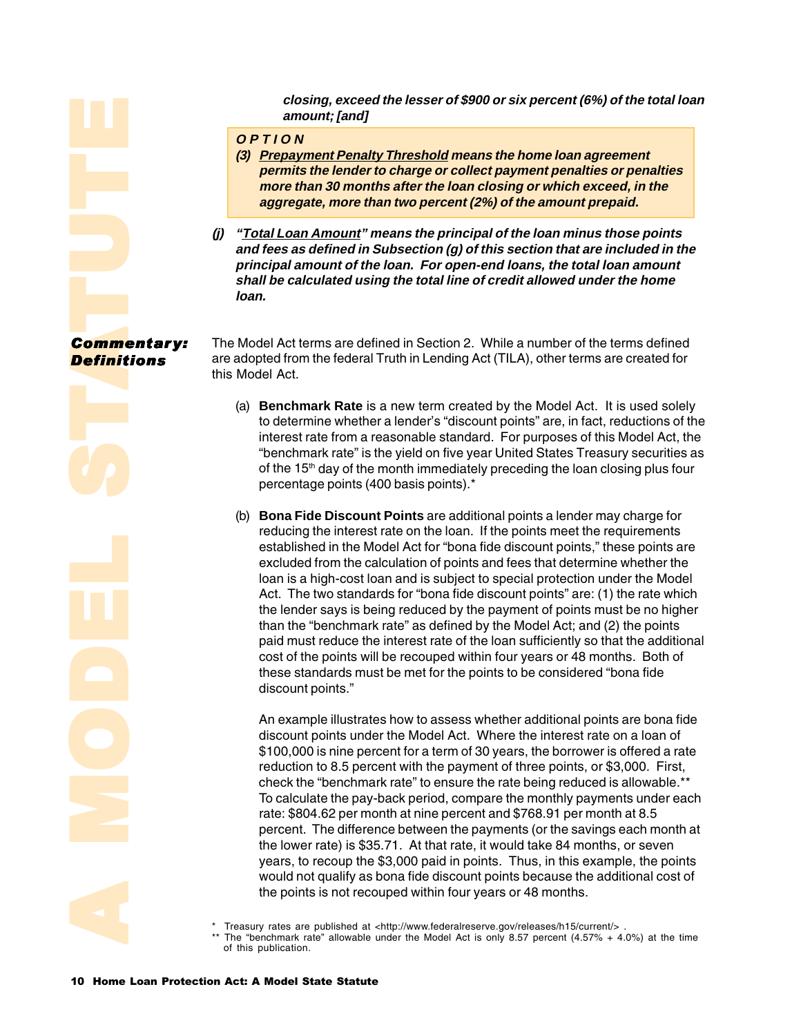***closing, exceed the lesser of $900 or six percent (6%) of the total loan amount; [and]***

> ***OPTION***
>
> ***(3) <u>Prepayment Penalty Threshold</u> means the home loan agreement permits the lender to charge or collect payment penalties or penalties more than 30 months after the loan closing or which exceed, in the aggregate, more than two percent (2%) of the amount prepaid.***

***(j) "<u>Total Loan Amount</u>" means the principal of the loan minus those points and fees as defined in Subsection (g) of this section that are included in the principal amount of the loan. For open-end loans, the total loan amount shall be calculated using the total line of credit allowed under the home loan.***

## *Commentary: Definitions*

The Model Act terms are defined in Section 2. While a number of the terms defined are adopted from the federal Truth in Lending Act (TILA), other terms are created for this Model Act.

(a) **Benchmark Rate** is a new term created by the Model Act. It is used solely to determine whether a lender's "discount points" are, in fact, reductions of the interest rate from a reasonable standard. For purposes of this Model Act, the "benchmark rate" is the yield on five year United States Treasury securities as of the 15th day of the month immediately preceding the loan closing plus four percentage points (400 basis points).*

(b) **Bona Fide Discount Points** are additional points a lender may charge for reducing the interest rate on the loan. If the points meet the requirements established in the Model Act for "bona fide discount points," these points are excluded from the calculation of points and fees that determine whether the loan is a high-cost loan and is subject to special protection under the Model Act. The two standards for "bona fide discount points" are: (1) the rate which the lender says is being reduced by the payment of points must be no higher than the "benchmark rate" as defined by the Model Act; and (2) the points paid must reduce the interest rate of the loan sufficiently so that the additional cost of the points will be recouped within four years or 48 months. Both of these standards must be met for the points to be considered "bona fide discount points."

An example illustrates how to assess whether additional points are bona fide discount points under the Model Act. Where the interest rate on a loan of $100,000 is nine percent for a term of 30 years, the borrower is offered a rate reduction to 8.5 percent with the payment of three points, or $3,000. First, check the "benchmark rate" to ensure the rate being reduced is allowable.** To calculate the pay-back period, compare the monthly payments under each rate: $804.62 per month at nine percent and $768.91 per month at 8.5 percent. The difference between the payments (or the savings each month at the lower rate) is $35.71. At that rate, it would take 84 months, or seven years, to recoup the $3,000 paid in points. Thus, in this example, the points would not qualify as bona fide discount points because the additional cost of the points is not recouped within four years or 48 months.

\* Treasury rates are published at <http://www.federalreserve.gov/releases/h15/current/> .

\*\* The "benchmark rate" allowable under the Model Act is only 8.57 percent (4.57% + 4.0%) at the time of this publication.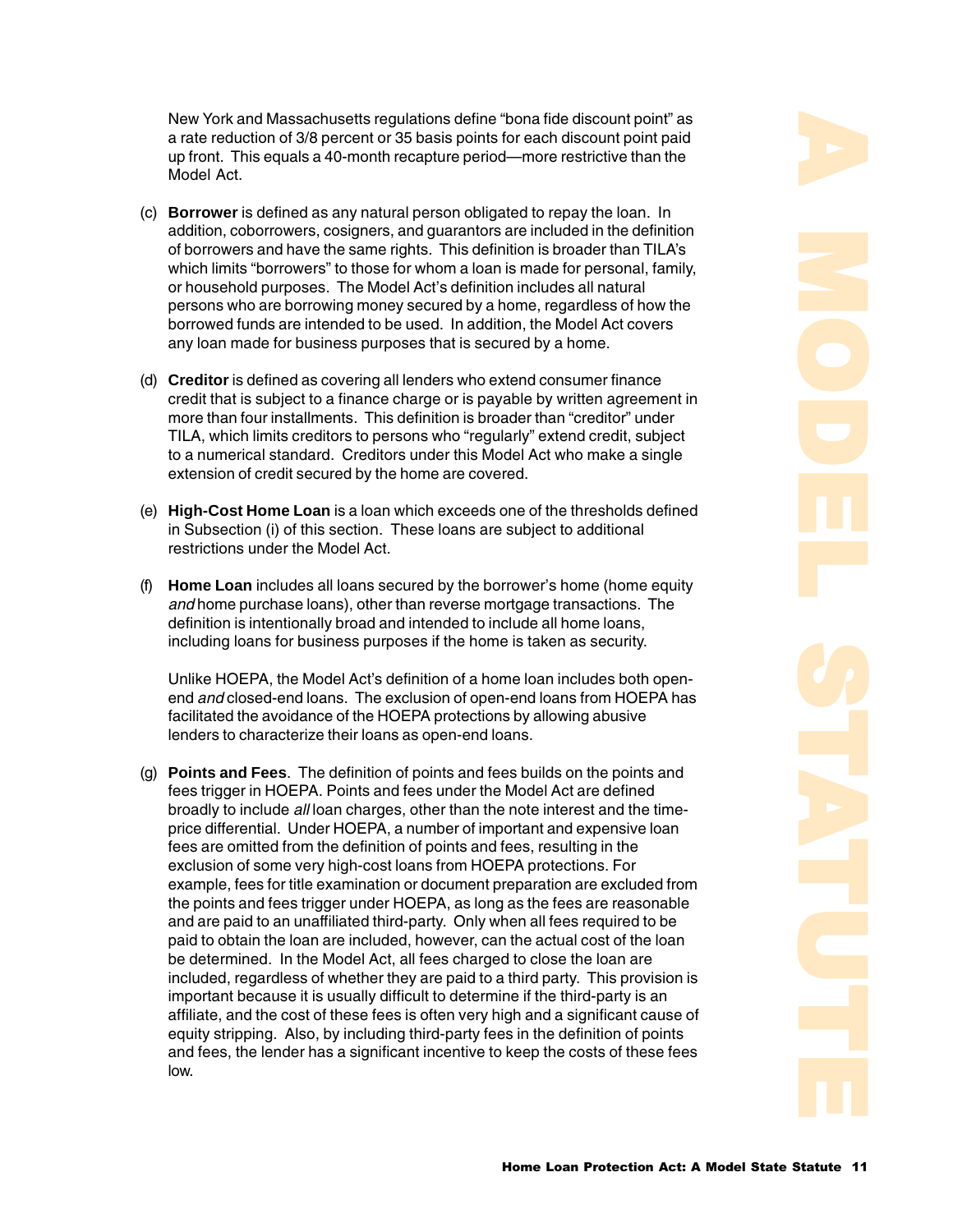New York and Massachusetts regulations define "bona fide discount point" as a rate reduction of 3/8 percent or 35 basis points for each discount point paid up front. This equals a 40-month recapture period—more restrictive than the Model Act.

(c) **Borrower** is defined as any natural person obligated to repay the loan. In addition, coborrowers, cosigners, and guarantors are included in the definition of borrowers and have the same rights. This definition is broader than TILA's which limits "borrowers" to those for whom a loan is made for personal, family, or household purposes. The Model Act's definition includes all natural persons who are borrowing money secured by a home, regardless of how the borrowed funds are intended to be used. In addition, the Model Act covers any loan made for business purposes that is secured by a home.

(d) **Creditor** is defined as covering all lenders who extend consumer finance credit that is subject to a finance charge or is payable by written agreement in more than four installments. This definition is broader than "creditor" under TILA, which limits creditors to persons who "regularly" extend credit, subject to a numerical standard. Creditors under this Model Act who make a single extension of credit secured by the home are covered.

(e) **High-Cost Home Loan** is a loan which exceeds one of the thresholds defined in Subsection (i) of this section. These loans are subject to additional restrictions under the Model Act.

(f) **Home Loan** includes all loans secured by the borrower's home (home equity *and* home purchase loans), other than reverse mortgage transactions. The definition is intentionally broad and intended to include all home loans, including loans for business purposes if the home is taken as security.

Unlike HOEPA, the Model Act's definition of a home loan includes both open-end *and* closed-end loans. The exclusion of open-end loans from HOEPA has facilitated the avoidance of the HOEPA protections by allowing abusive lenders to characterize their loans as open-end loans.

(g) **Points and Fees**. The definition of points and fees builds on the points and fees trigger in HOEPA. Points and fees under the Model Act are defined broadly to include *all* loan charges, other than the note interest and the time-price differential. Under HOEPA, a number of important and expensive loan fees are omitted from the definition of points and fees, resulting in the exclusion of some very high-cost loans from HOEPA protections. For example, fees for title examination or document preparation are excluded from the points and fees trigger under HOEPA, as long as the fees are reasonable and are paid to an unaffiliated third-party. Only when all fees required to be paid to obtain the loan are included, however, can the actual cost of the loan be determined. In the Model Act, all fees charged to close the loan are included, regardless of whether they are paid to a third party. This provision is important because it is usually difficult to determine if the third-party is an affiliate, and the cost of these fees is often very high and a significant cause of equity stripping. Also, by including third-party fees in the definition of points and fees, the lender has a significant incentive to keep the costs of these fees low.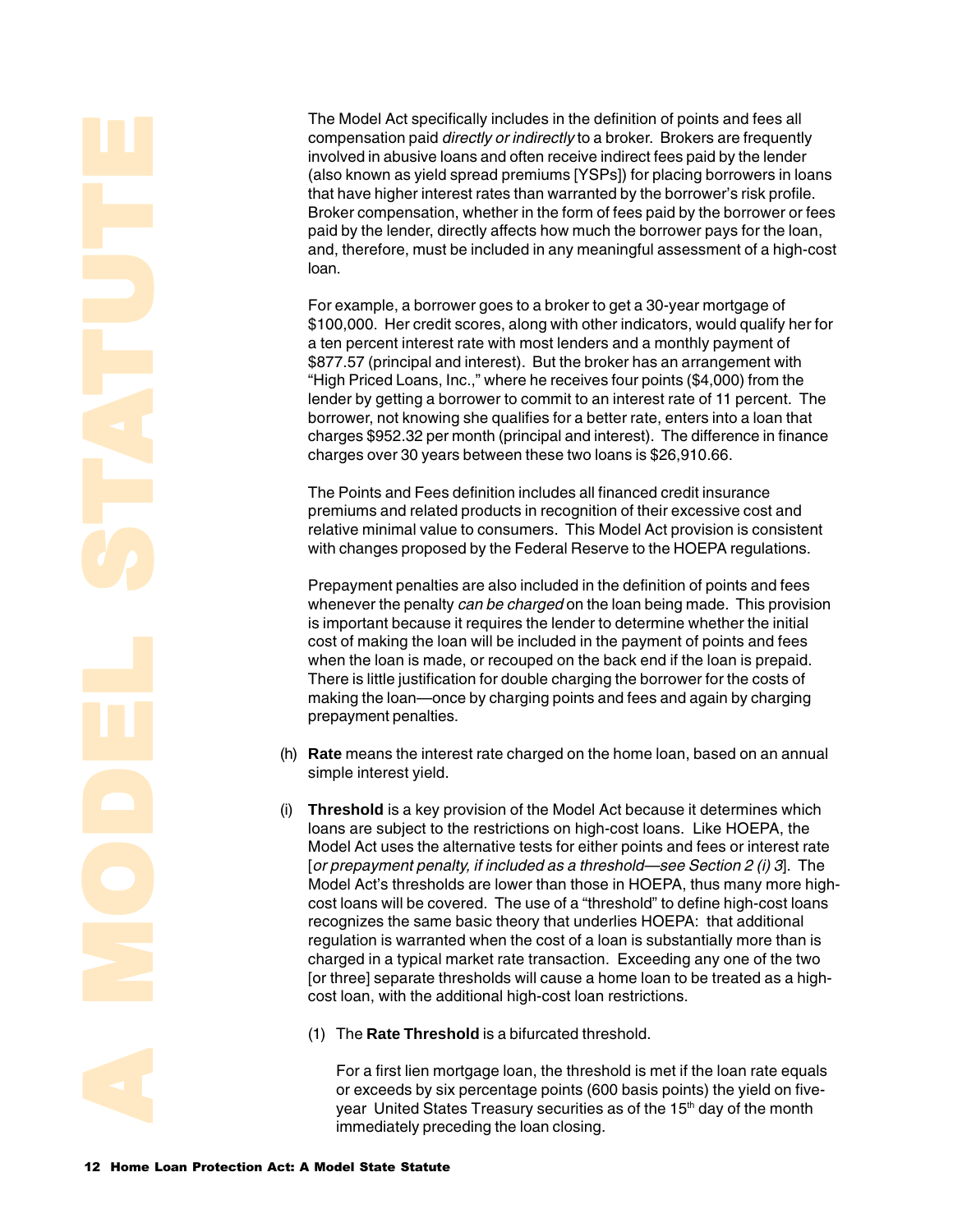The Model Act specifically includes in the definition of points and fees all compensation paid *directly or indirectly* to a broker. Brokers are frequently involved in abusive loans and often receive indirect fees paid by the lender (also known as yield spread premiums [YSPs]) for placing borrowers in loans that have higher interest rates than warranted by the borrower's risk profile. Broker compensation, whether in the form of fees paid by the borrower or fees paid by the lender, directly affects how much the borrower pays for the loan, and, therefore, must be included in any meaningful assessment of a high-cost loan.

For example, a borrower goes to a broker to get a 30-year mortgage of $100,000. Her credit scores, along with other indicators, would qualify her for a ten percent interest rate with most lenders and a monthly payment of $877.57 (principal and interest). But the broker has an arrangement with "High Priced Loans, Inc.," where he receives four points ($4,000) from the lender by getting a borrower to commit to an interest rate of 11 percent. The borrower, not knowing she qualifies for a better rate, enters into a loan that charges $952.32 per month (principal and interest). The difference in finance charges over 30 years between these two loans is $26,910.66.

The Points and Fees definition includes all financed credit insurance premiums and related products in recognition of their excessive cost and relative minimal value to consumers. This Model Act provision is consistent with changes proposed by the Federal Reserve to the HOEPA regulations.

Prepayment penalties are also included in the definition of points and fees whenever the penalty *can be charged* on the loan being made. This provision is important because it requires the lender to determine whether the initial cost of making the loan will be included in the payment of points and fees when the loan is made, or recouped on the back end if the loan is prepaid. There is little justification for double charging the borrower for the costs of making the loan—once by charging points and fees and again by charging prepayment penalties.

(h) **Rate** means the interest rate charged on the home loan, based on an annual simple interest yield.

(i) **Threshold** is a key provision of the Model Act because it determines which loans are subject to the restrictions on high-cost loans. Like HOEPA, the Model Act uses the alternative tests for either points and fees or interest rate [*or prepayment penalty, if included as a threshold—see Section 2 (i) 3*]. The Model Act's thresholds are lower than those in HOEPA, thus many more high-cost loans will be covered. The use of a "threshold" to define high-cost loans recognizes the same basic theory that underlies HOEPA: that additional regulation is warranted when the cost of a loan is substantially more than is charged in a typical market rate transaction. Exceeding any one of the two [or three] separate thresholds will cause a home loan to be treated as a high-cost loan, with the additional high-cost loan restrictions.

(1) The **Rate Threshold** is a bifurcated threshold.

For a first lien mortgage loan, the threshold is met if the loan rate equals or exceeds by six percentage points (600 basis points) the yield on five-year United States Treasury securities as of the 15th day of the month immediately preceding the loan closing.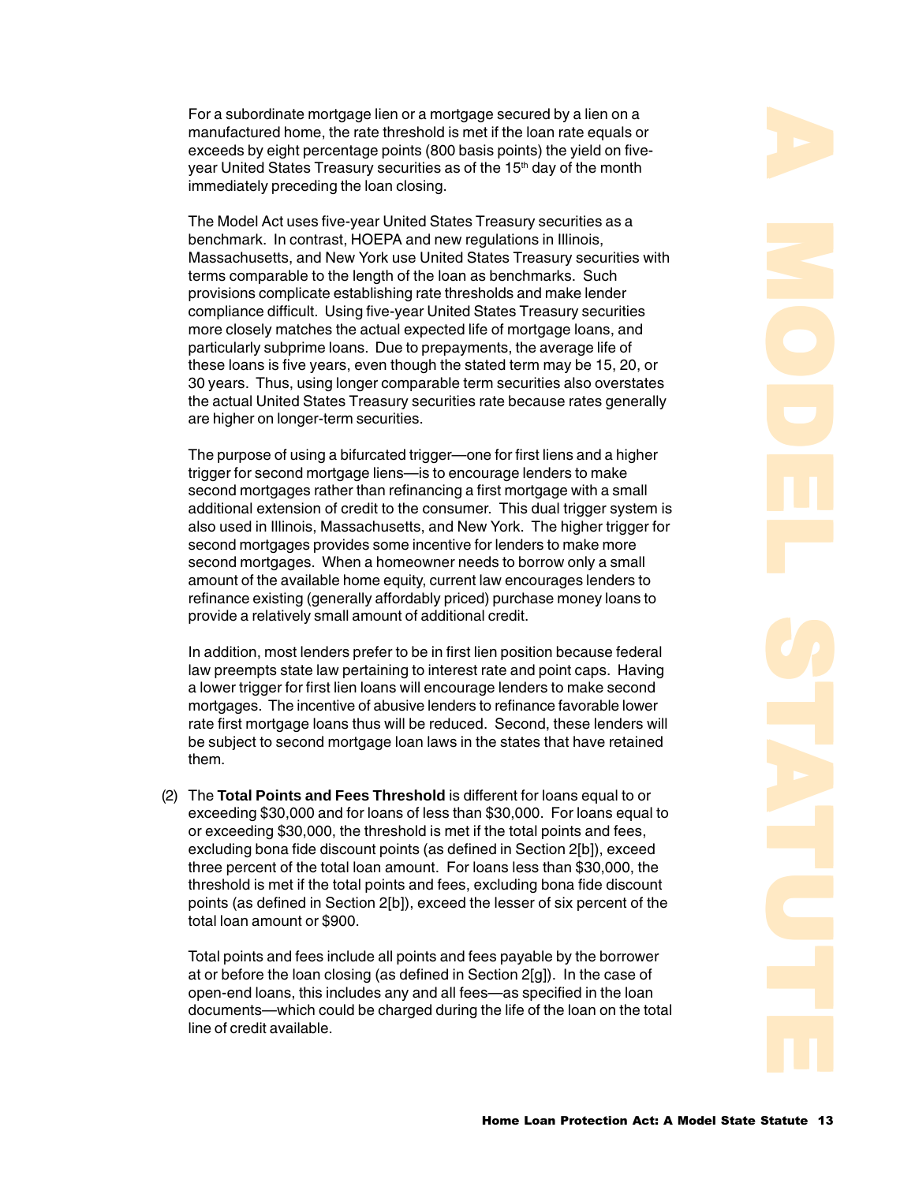For a subordinate mortgage lien or a mortgage secured by a lien on a manufactured home, the rate threshold is met if the loan rate equals or exceeds by eight percentage points (800 basis points) the yield on five-year United States Treasury securities as of the 15th day of the month immediately preceding the loan closing.

The Model Act uses five-year United States Treasury securities as a benchmark. In contrast, HOEPA and new regulations in Illinois, Massachusetts, and New York use United States Treasury securities with terms comparable to the length of the loan as benchmarks. Such provisions complicate establishing rate thresholds and make lender compliance difficult. Using five-year United States Treasury securities more closely matches the actual expected life of mortgage loans, and particularly subprime loans. Due to prepayments, the average life of these loans is five years, even though the stated term may be 15, 20, or 30 years. Thus, using longer comparable term securities also overstates the actual United States Treasury securities rate because rates generally are higher on longer-term securities.

The purpose of using a bifurcated trigger—one for first liens and a higher trigger for second mortgage liens—is to encourage lenders to make second mortgages rather than refinancing a first mortgage with a small additional extension of credit to the consumer. This dual trigger system is also used in Illinois, Massachusetts, and New York. The higher trigger for second mortgages provides some incentive for lenders to make more second mortgages. When a homeowner needs to borrow only a small amount of the available home equity, current law encourages lenders to refinance existing (generally affordably priced) purchase money loans to provide a relatively small amount of additional credit.

In addition, most lenders prefer to be in first lien position because federal law preempts state law pertaining to interest rate and point caps. Having a lower trigger for first lien loans will encourage lenders to make second mortgages. The incentive of abusive lenders to refinance favorable lower rate first mortgage loans thus will be reduced. Second, these lenders will be subject to second mortgage loan laws in the states that have retained them.

(2) The **Total Points and Fees Threshold** is different for loans equal to or exceeding $30,000 and for loans of less than $30,000. For loans equal to or exceeding $30,000, the threshold is met if the total points and fees, excluding bona fide discount points (as defined in Section 2[b]), exceed three percent of the total loan amount. For loans less than $30,000, the threshold is met if the total points and fees, excluding bona fide discount points (as defined in Section 2[b]), exceed the lesser of six percent of the total loan amount or $900.

Total points and fees include all points and fees payable by the borrower at or before the loan closing (as defined in Section 2[g]). In the case of open-end loans, this includes any and all fees—as specified in the loan documents—which could be charged during the life of the loan on the total line of credit available.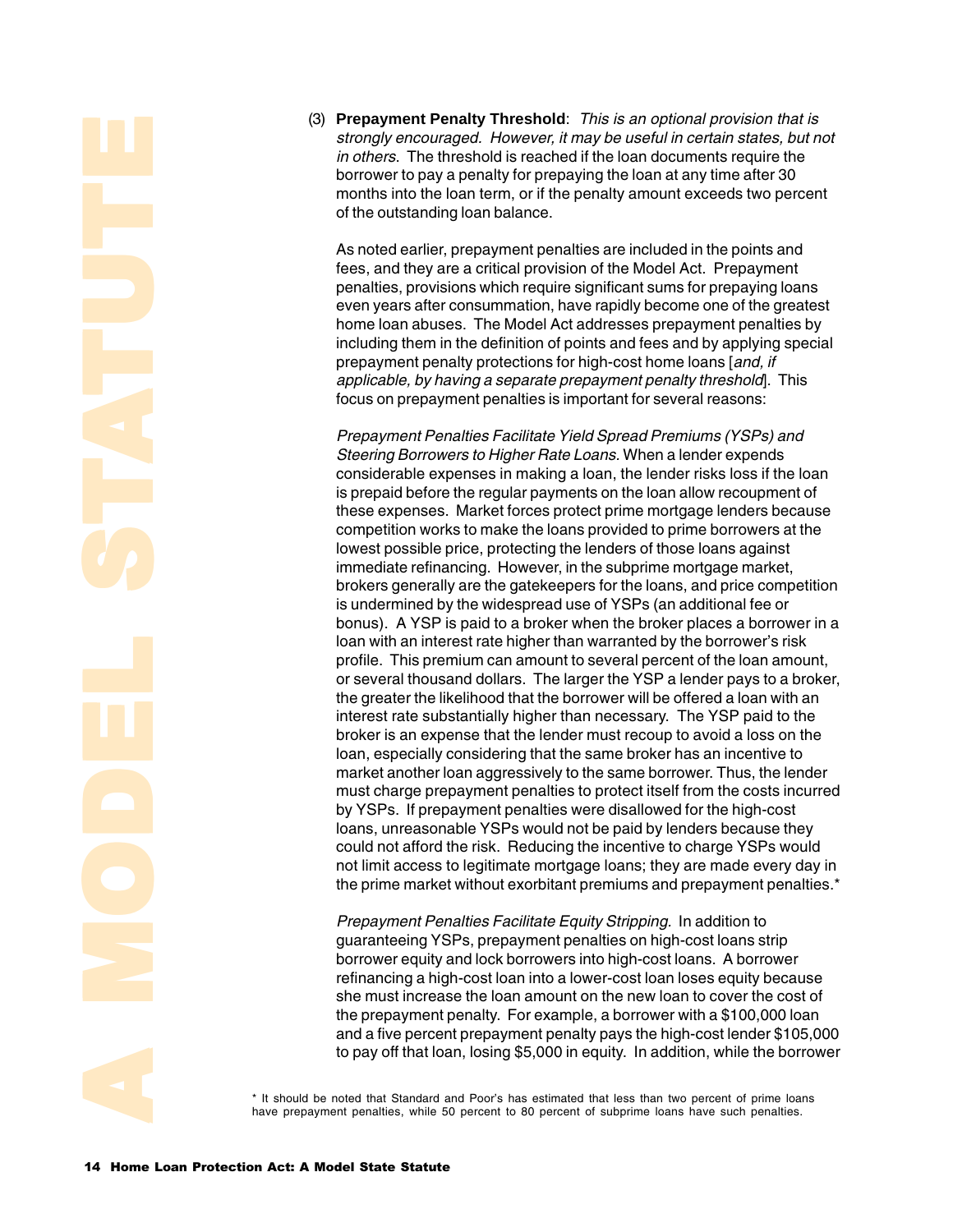(3) **Prepayment Penalty Threshold**: *This is an optional provision that is strongly encouraged. However, it may be useful in certain states, but not in others.* The threshold is reached if the loan documents require the borrower to pay a penalty for prepaying the loan at any time after 30 months into the loan term, or if the penalty amount exceeds two percent of the outstanding loan balance.

As noted earlier, prepayment penalties are included in the points and fees, and they are a critical provision of the Model Act. Prepayment penalties, provisions which require significant sums for prepaying loans even years after consummation, have rapidly become one of the greatest home loan abuses. The Model Act addresses prepayment penalties by including them in the definition of points and fees and by applying special prepayment penalty protections for high-cost home loans [*and, if applicable, by having a separate prepayment penalty threshold*]. This focus on prepayment penalties is important for several reasons:

*Prepayment Penalties Facilitate Yield Spread Premiums (YSPs) and Steering Borrowers to Higher Rate Loans.* When a lender expends considerable expenses in making a loan, the lender risks loss if the loan is prepaid before the regular payments on the loan allow recoupment of these expenses. Market forces protect prime mortgage lenders because competition works to make the loans provided to prime borrowers at the lowest possible price, protecting the lenders of those loans against immediate refinancing. However, in the subprime mortgage market, brokers generally are the gatekeepers for the loans, and price competition is undermined by the widespread use of YSPs (an additional fee or bonus). A YSP is paid to a broker when the broker places a borrower in a loan with an interest rate higher than warranted by the borrower's risk profile. This premium can amount to several percent of the loan amount, or several thousand dollars. The larger the YSP a lender pays to a broker, the greater the likelihood that the borrower will be offered a loan with an interest rate substantially higher than necessary. The YSP paid to the broker is an expense that the lender must recoup to avoid a loss on the loan, especially considering that the same broker has an incentive to market another loan aggressively to the same borrower. Thus, the lender must charge prepayment penalties to protect itself from the costs incurred by YSPs. If prepayment penalties were disallowed for the high-cost loans, unreasonable YSPs would not be paid by lenders because they could not afford the risk. Reducing the incentive to charge YSPs would not limit access to legitimate mortgage loans; they are made every day in the prime market without exorbitant premiums and prepayment penalties.*

*Prepayment Penalties Facilitate Equity Stripping.* In addition to guaranteeing YSPs, prepayment penalties on high-cost loans strip borrower equity and lock borrowers into high-cost loans. A borrower refinancing a high-cost loan into a lower-cost loan loses equity because she must increase the loan amount on the new loan to cover the cost of the prepayment penalty. For example, a borrower with a $100,000 loan and a five percent prepayment penalty pays the high-cost lender $105,000 to pay off that loan, losing $5,000 in equity. In addition, while the borrower

* It should be noted that Standard and Poor's has estimated that less than two percent of prime loans have prepayment penalties, while 50 percent to 80 percent of subprime loans have such penalties.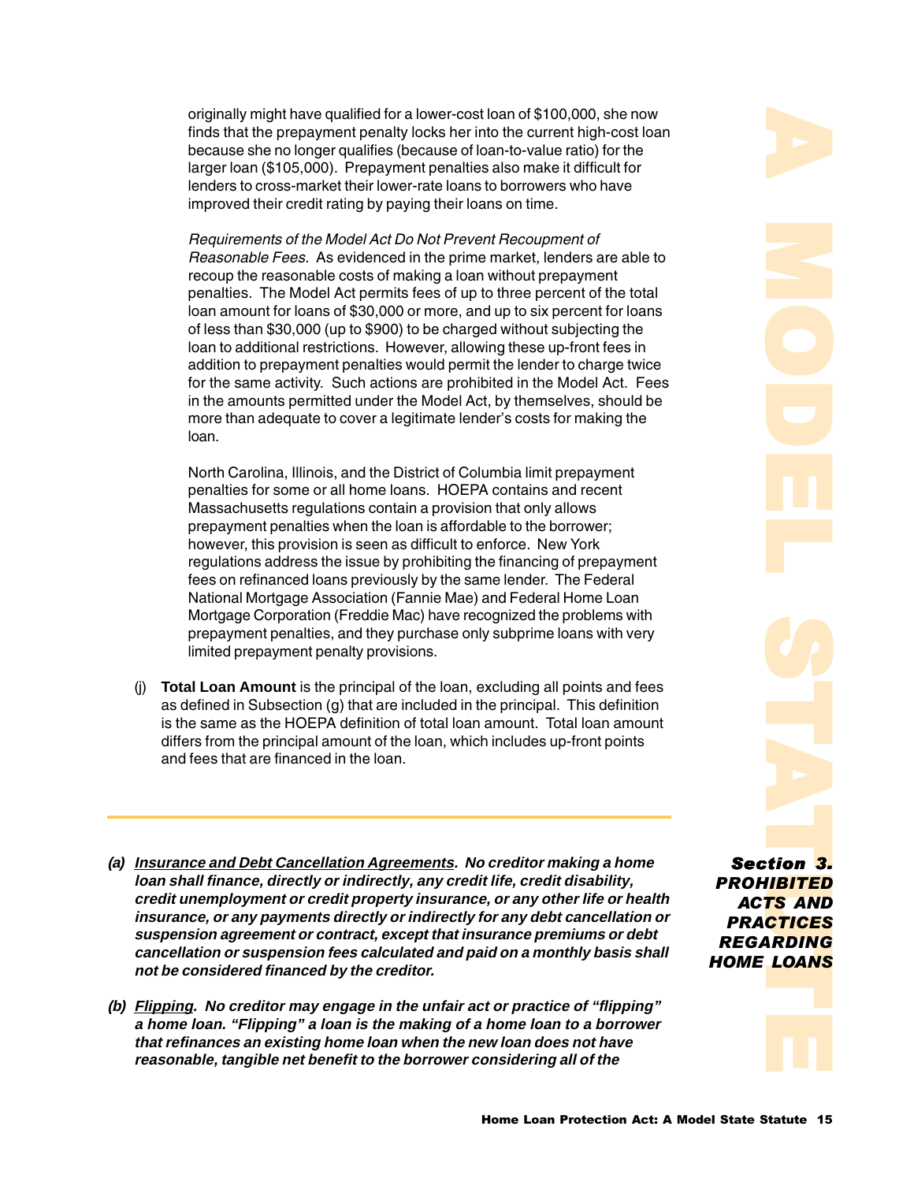originally might have qualified for a lower-cost loan of $100,000, she now finds that the prepayment penalty locks her into the current high-cost loan because she no longer qualifies (because of loan-to-value ratio) for the larger loan ($105,000). Prepayment penalties also make it difficult for lenders to cross-market their lower-rate loans to borrowers who have improved their credit rating by paying their loans on time.

*Requirements of the Model Act Do Not Prevent Recoupment of Reasonable Fees.* As evidenced in the prime market, lenders are able to recoup the reasonable costs of making a loan without prepayment penalties. The Model Act permits fees of up to three percent of the total loan amount for loans of $30,000 or more, and up to six percent for loans of less than $30,000 (up to $900) to be charged without subjecting the loan to additional restrictions. However, allowing these up-front fees in addition to prepayment penalties would permit the lender to charge twice for the same activity. Such actions are prohibited in the Model Act. Fees in the amounts permitted under the Model Act, by themselves, should be more than adequate to cover a legitimate lender's costs for making the loan.

North Carolina, Illinois, and the District of Columbia limit prepayment penalties for some or all home loans. HOEPA contains and recent Massachusetts regulations contain a provision that only allows prepayment penalties when the loan is affordable to the borrower; however, this provision is seen as difficult to enforce. New York regulations address the issue by prohibiting the financing of prepayment fees on refinanced loans previously by the same lender. The Federal National Mortgage Association (Fannie Mae) and Federal Home Loan Mortgage Corporation (Freddie Mac) have recognized the problems with prepayment penalties, and they purchase only subprime loans with very limited prepayment penalty provisions.

(j) **Total Loan Amount** is the principal of the loan, excluding all points and fees as defined in Subsection (g) that are included in the principal. This definition is the same as the HOEPA definition of total loan amount. Total loan amount differs from the principal amount of the loan, which includes up-front points and fees that are financed in the loan.

---

## Section 3. PROHIBITED ACTS AND PRACTICES REGARDING HOME LOANS

***(a) Insurance and Debt Cancellation Agreements. No creditor making a home loan shall finance, directly or indirectly, any credit life, credit disability, credit unemployment or credit property insurance, or any other life or health insurance, or any payments directly or indirectly for any debt cancellation or suspension agreement or contract, except that insurance premiums or debt cancellation or suspension fees calculated and paid on a monthly basis shall not be considered financed by the creditor.***

***(b) Flipping. No creditor may engage in the unfair act or practice of "flipping" a home loan. "Flipping" a loan is the making of a home loan to a borrower that refinances an existing home loan when the new loan does not have reasonable, tangible net benefit to the borrower considering all of the***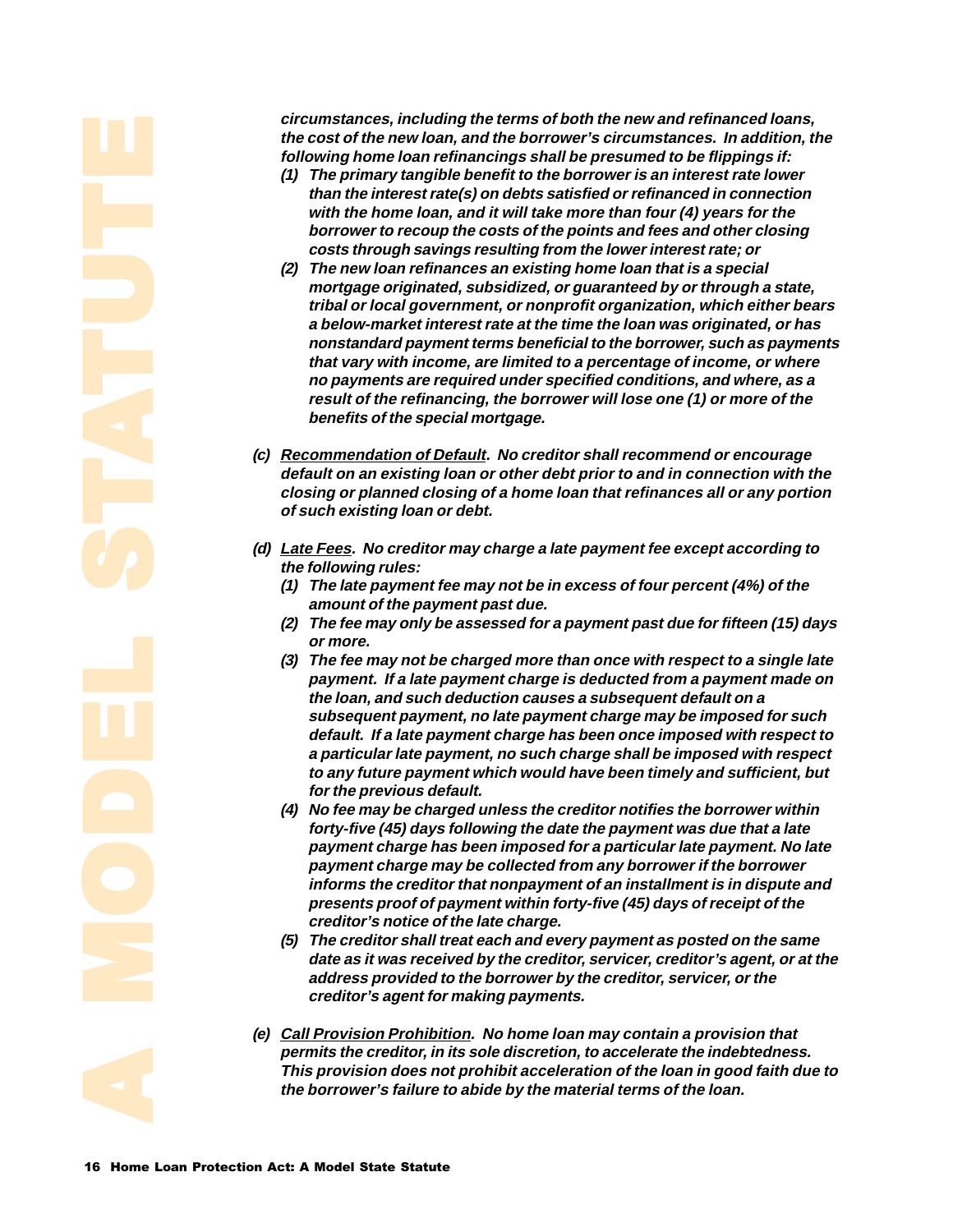***circumstances, including the terms of both the new and refinanced loans, the cost of the new loan, and the borrower's circumstances. In addition, the following home loan refinancings shall be presumed to be flippings if:***

***(1) The primary tangible benefit to the borrower is an interest rate lower than the interest rate(s) on debts satisfied or refinanced in connection with the home loan, and it will take more than four (4) years for the borrower to recoup the costs of the points and fees and other closing costs through savings resulting from the lower interest rate; or***

***(2) The new loan refinances an existing home loan that is a special mortgage originated, subsidized, or guaranteed by or through a state, tribal or local government, or nonprofit organization, which either bears a below-market interest rate at the time the loan was originated, or has nonstandard payment terms beneficial to the borrower, such as payments that vary with income, are limited to a percentage of income, or where no payments are required under specified conditions, and where, as a result of the refinancing, the borrower will lose one (1) or more of the benefits of the special mortgage.***

***(c) <u>Recommendation of Default</u>. No creditor shall recommend or encourage default on an existing loan or other debt prior to and in connection with the closing or planned closing of a home loan that refinances all or any portion of such existing loan or debt.***

***(d) <u>Late Fees</u>. No creditor may charge a late payment fee except according to the following rules:***

***(1) The late payment fee may not be in excess of four percent (4%) of the amount of the payment past due.***

***(2) The fee may only be assessed for a payment past due for fifteen (15) days or more.***

***(3) The fee may not be charged more than once with respect to a single late payment. If a late payment charge is deducted from a payment made on the loan, and such deduction causes a subsequent default on a subsequent payment, no late payment charge may be imposed for such default. If a late payment charge has been once imposed with respect to a particular late payment, no such charge shall be imposed with respect to any future payment which would have been timely and sufficient, but for the previous default.***

***(4) No fee may be charged unless the creditor notifies the borrower within forty-five (45) days following the date the payment was due that a late payment charge has been imposed for a particular late payment. No late payment charge may be collected from any borrower if the borrower informs the creditor that nonpayment of an installment is in dispute and presents proof of payment within forty-five (45) days of receipt of the creditor's notice of the late charge.***

***(5) The creditor shall treat each and every payment as posted on the same date as it was received by the creditor, servicer, creditor's agent, or at the address provided to the borrower by the creditor, servicer, or the creditor's agent for making payments.***

***(e) <u>Call Provision Prohibition</u>. No home loan may contain a provision that permits the creditor, in its sole discretion, to accelerate the indebtedness. This provision does not prohibit acceleration of the loan in good faith due to the borrower's failure to abide by the material terms of the loan.***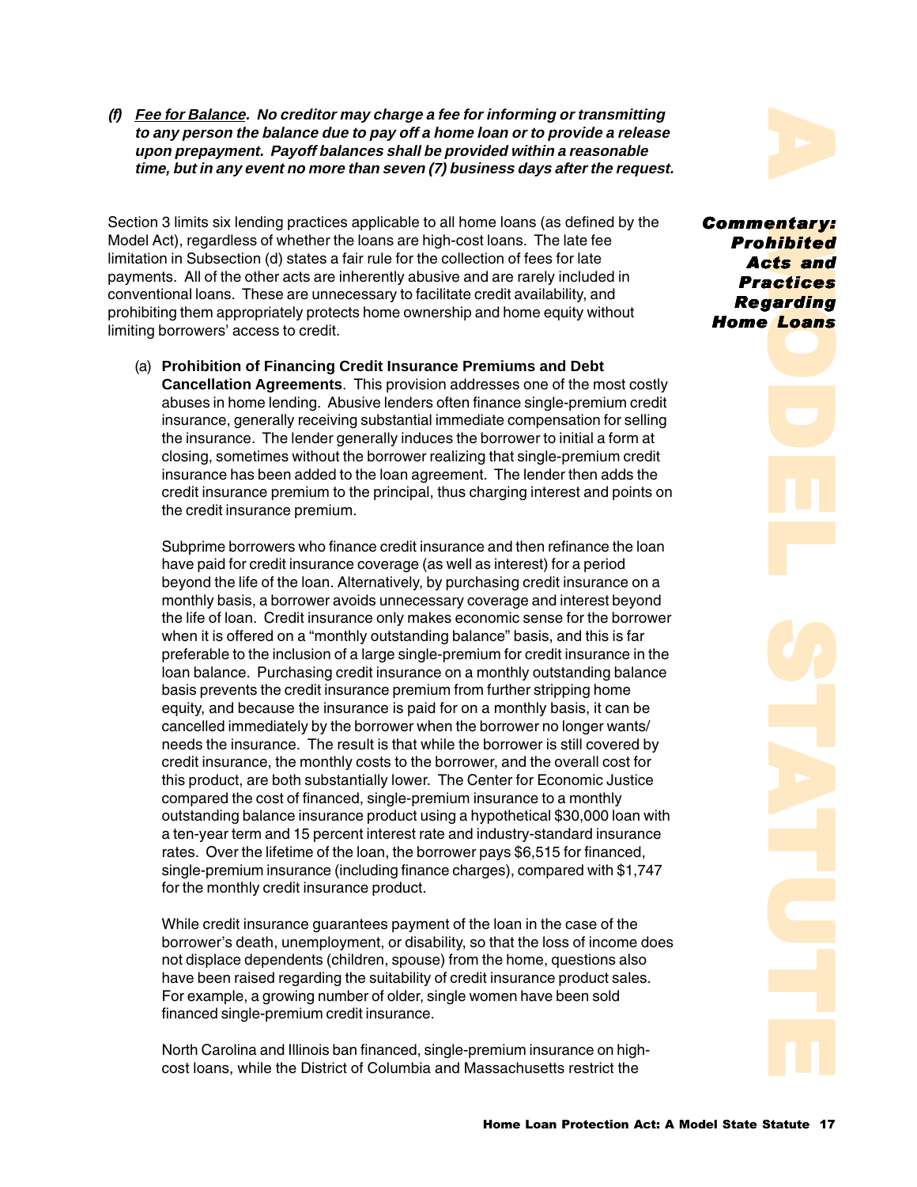***(f)*** ***Fee for Balance. No creditor may charge a fee for informing or transmitting to any person the balance due to pay off a home loan or to provide a release upon prepayment. Payoff balances shall be provided within a reasonable time, but in any event no more than seven (7) business days after the request.***

### Commentary: Prohibited Acts and Practices Regarding Home Loans

Section 3 limits six lending practices applicable to all home loans (as defined by the Model Act), regardless of whether the loans are high-cost loans. The late fee limitation in Subsection (d) states a fair rule for the collection of fees for late payments. All of the other acts are inherently abusive and are rarely included in conventional loans. These are unnecessary to facilitate credit availability, and prohibiting them appropriately protects home ownership and home equity without limiting borrowers' access to credit.

(a) **Prohibition of Financing Credit Insurance Premiums and Debt Cancellation Agreements**. This provision addresses one of the most costly abuses in home lending. Abusive lenders often finance single-premium credit insurance, generally receiving substantial immediate compensation for selling the insurance. The lender generally induces the borrower to initial a form at closing, sometimes without the borrower realizing that single-premium credit insurance has been added to the loan agreement. The lender then adds the credit insurance premium to the principal, thus charging interest and points on the credit insurance premium.

Subprime borrowers who finance credit insurance and then refinance the loan have paid for credit insurance coverage (as well as interest) for a period beyond the life of the loan. Alternatively, by purchasing credit insurance on a monthly basis, a borrower avoids unnecessary coverage and interest beyond the life of loan. Credit insurance only makes economic sense for the borrower when it is offered on a "monthly outstanding balance" basis, and this is far preferable to the inclusion of a large single-premium for credit insurance in the loan balance. Purchasing credit insurance on a monthly outstanding balance basis prevents the credit insurance premium from further stripping home equity, and because the insurance is paid for on a monthly basis, it can be cancelled immediately by the borrower when the borrower no longer wants/needs the insurance. The result is that while the borrower is still covered by credit insurance, the monthly costs to the borrower, and the overall cost for this product, are both substantially lower. The Center for Economic Justice compared the cost of financed, single-premium insurance to a monthly outstanding balance insurance product using a hypothetical $30,000 loan with a ten-year term and 15 percent interest rate and industry-standard insurance rates. Over the lifetime of the loan, the borrower pays $6,515 for financed, single-premium insurance (including finance charges), compared with $1,747 for the monthly credit insurance product.

While credit insurance guarantees payment of the loan in the case of the borrower's death, unemployment, or disability, so that the loss of income does not displace dependents (children, spouse) from the home, questions also have been raised regarding the suitability of credit insurance product sales. For example, a growing number of older, single women have been sold financed single-premium credit insurance.

North Carolina and Illinois ban financed, single-premium insurance on high-cost loans, while the District of Columbia and Massachusetts restrict the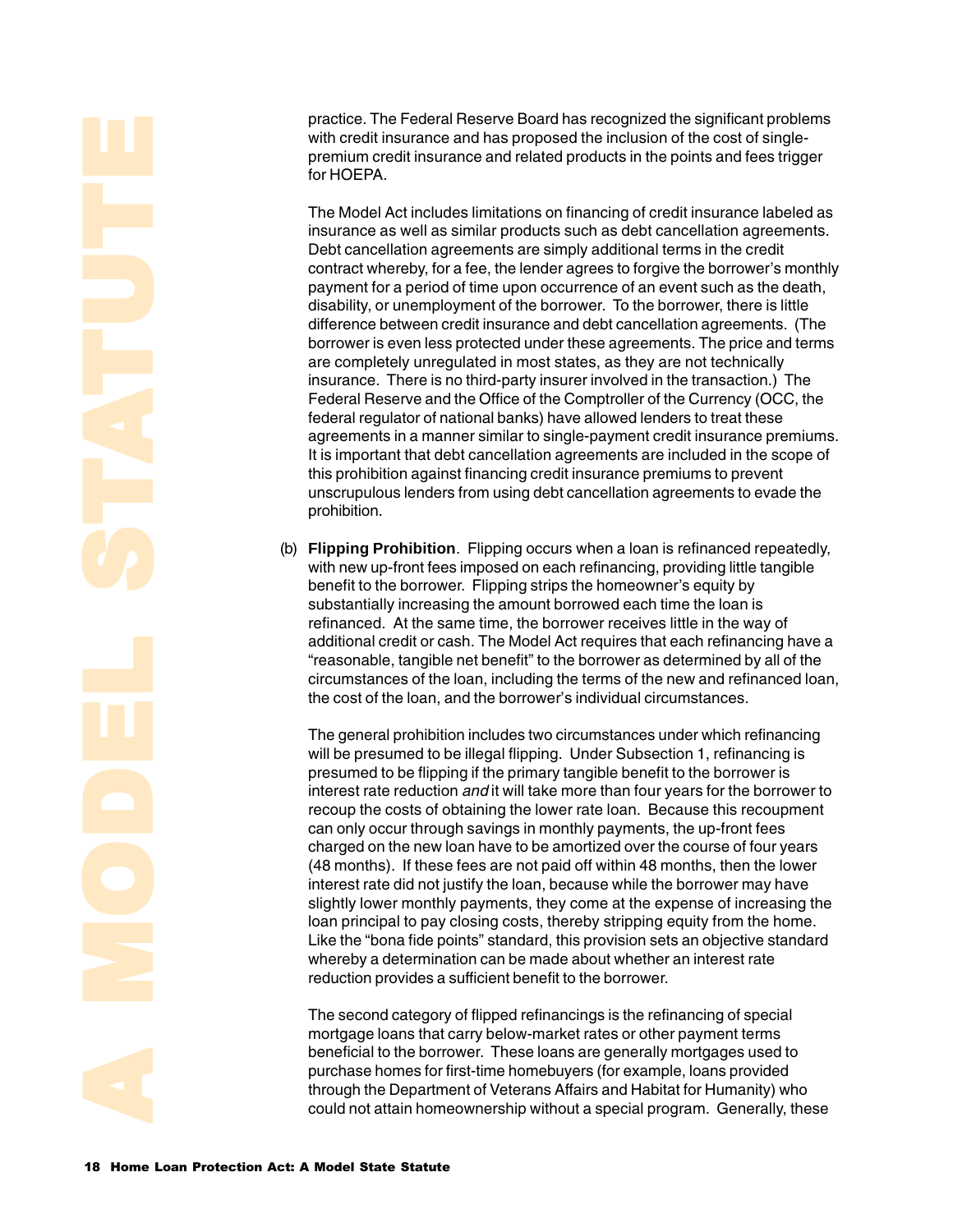practice. The Federal Reserve Board has recognized the significant problems with credit insurance and has proposed the inclusion of the cost of single-premium credit insurance and related products in the points and fees trigger for HOEPA.

The Model Act includes limitations on financing of credit insurance labeled as insurance as well as similar products such as debt cancellation agreements. Debt cancellation agreements are simply additional terms in the credit contract whereby, for a fee, the lender agrees to forgive the borrower's monthly payment for a period of time upon occurrence of an event such as the death, disability, or unemployment of the borrower. To the borrower, there is little difference between credit insurance and debt cancellation agreements. (The borrower is even less protected under these agreements. The price and terms are completely unregulated in most states, as they are not technically insurance. There is no third-party insurer involved in the transaction.) The Federal Reserve and the Office of the Comptroller of the Currency (OCC, the federal regulator of national banks) have allowed lenders to treat these agreements in a manner similar to single-payment credit insurance premiums. It is important that debt cancellation agreements are included in the scope of this prohibition against financing credit insurance premiums to prevent unscrupulous lenders from using debt cancellation agreements to evade the prohibition.

(b) **Flipping Prohibition**. Flipping occurs when a loan is refinanced repeatedly, with new up-front fees imposed on each refinancing, providing little tangible benefit to the borrower. Flipping strips the homeowner's equity by substantially increasing the amount borrowed each time the loan is refinanced. At the same time, the borrower receives little in the way of additional credit or cash. The Model Act requires that each refinancing have a "reasonable, tangible net benefit" to the borrower as determined by all of the circumstances of the loan, including the terms of the new and refinanced loan, the cost of the loan, and the borrower's individual circumstances.

The general prohibition includes two circumstances under which refinancing will be presumed to be illegal flipping. Under Subsection 1, refinancing is presumed to be flipping if the primary tangible benefit to the borrower is interest rate reduction *and* it will take more than four years for the borrower to recoup the costs of obtaining the lower rate loan. Because this recoupment can only occur through savings in monthly payments, the up-front fees charged on the new loan have to be amortized over the course of four years (48 months). If these fees are not paid off within 48 months, then the lower interest rate did not justify the loan, because while the borrower may have slightly lower monthly payments, they come at the expense of increasing the loan principal to pay closing costs, thereby stripping equity from the home. Like the "bona fide points" standard, this provision sets an objective standard whereby a determination can be made about whether an interest rate reduction provides a sufficient benefit to the borrower.

The second category of flipped refinancings is the refinancing of special mortgage loans that carry below-market rates or other payment terms beneficial to the borrower. These loans are generally mortgages used to purchase homes for first-time homebuyers (for example, loans provided through the Department of Veterans Affairs and Habitat for Humanity) who could not attain homeownership without a special program. Generally, these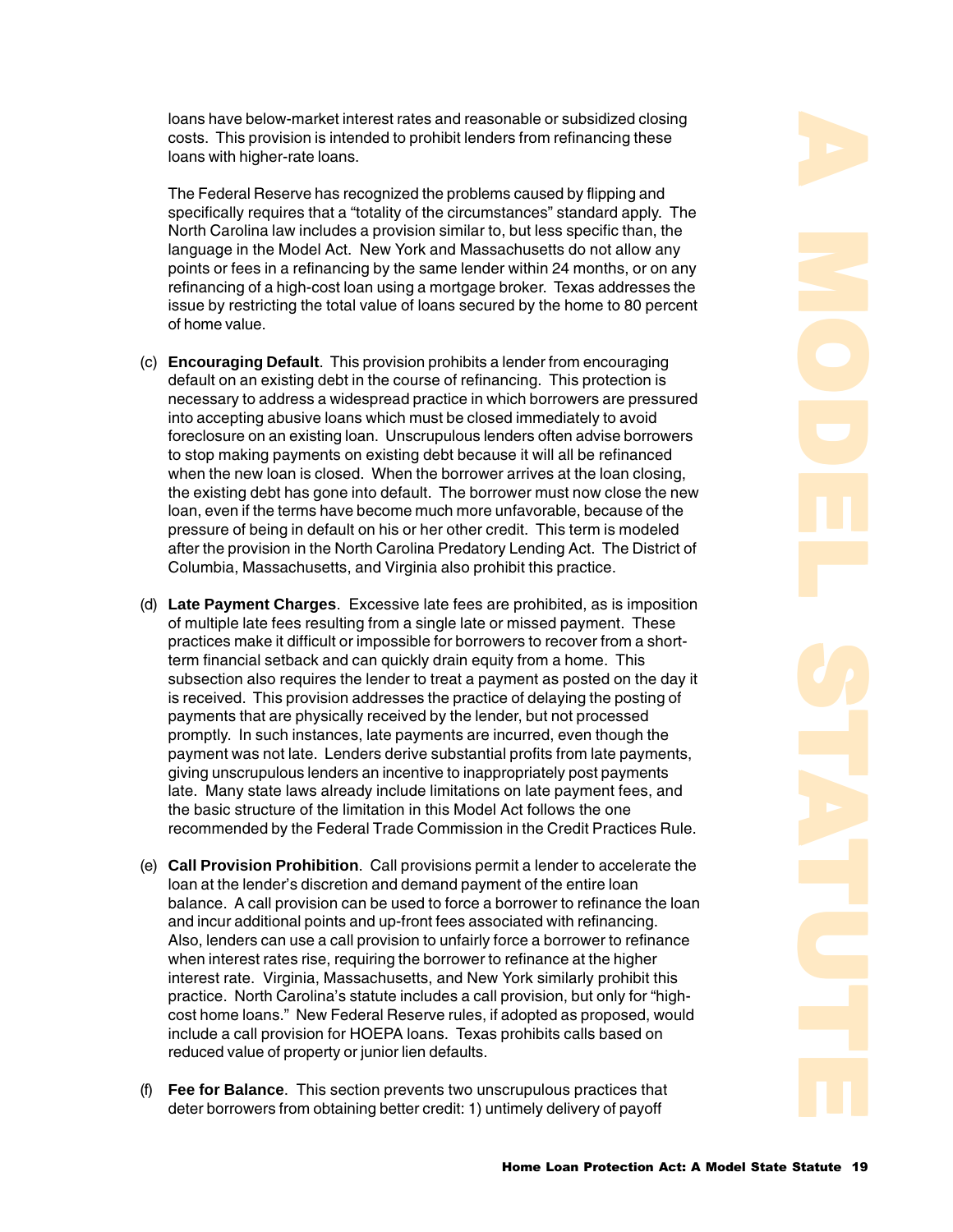loans have below-market interest rates and reasonable or subsidized closing costs. This provision is intended to prohibit lenders from refinancing these loans with higher-rate loans.

The Federal Reserve has recognized the problems caused by flipping and specifically requires that a “totality of the circumstances” standard apply. The North Carolina law includes a provision similar to, but less specific than, the language in the Model Act. New York and Massachusetts do not allow any points or fees in a refinancing by the same lender within 24 months, or on any refinancing of a high-cost loan using a mortgage broker. Texas addresses the issue by restricting the total value of loans secured by the home to 80 percent of home value.

(c) **Encouraging Default**. This provision prohibits a lender from encouraging default on an existing debt in the course of refinancing. This protection is necessary to address a widespread practice in which borrowers are pressured into accepting abusive loans which must be closed immediately to avoid foreclosure on an existing loan. Unscrupulous lenders often advise borrowers to stop making payments on existing debt because it will all be refinanced when the new loan is closed. When the borrower arrives at the loan closing, the existing debt has gone into default. The borrower must now close the new loan, even if the terms have become much more unfavorable, because of the pressure of being in default on his or her other credit. This term is modeled after the provision in the North Carolina Predatory Lending Act. The District of Columbia, Massachusetts, and Virginia also prohibit this practice.

(d) **Late Payment Charges**. Excessive late fees are prohibited, as is imposition of multiple late fees resulting from a single late or missed payment. These practices make it difficult or impossible for borrowers to recover from a short-term financial setback and can quickly drain equity from a home. This subsection also requires the lender to treat a payment as posted on the day it is received. This provision addresses the practice of delaying the posting of payments that are physically received by the lender, but not processed promptly. In such instances, late payments are incurred, even though the payment was not late. Lenders derive substantial profits from late payments, giving unscrupulous lenders an incentive to inappropriately post payments late. Many state laws already include limitations on late payment fees, and the basic structure of the limitation in this Model Act follows the one recommended by the Federal Trade Commission in the Credit Practices Rule.

(e) **Call Provision Prohibition**. Call provisions permit a lender to accelerate the loan at the lender’s discretion and demand payment of the entire loan balance. A call provision can be used to force a borrower to refinance the loan and incur additional points and up-front fees associated with refinancing. Also, lenders can use a call provision to unfairly force a borrower to refinance when interest rates rise, requiring the borrower to refinance at the higher interest rate. Virginia, Massachusetts, and New York similarly prohibit this practice. North Carolina’s statute includes a call provision, but only for “high-cost home loans.” New Federal Reserve rules, if adopted as proposed, would include a call provision for HOEPA loans. Texas prohibits calls based on reduced value of property or junior lien defaults.

(f) **Fee for Balance**. This section prevents two unscrupulous practices that deter borrowers from obtaining better credit: 1) untimely delivery of payoff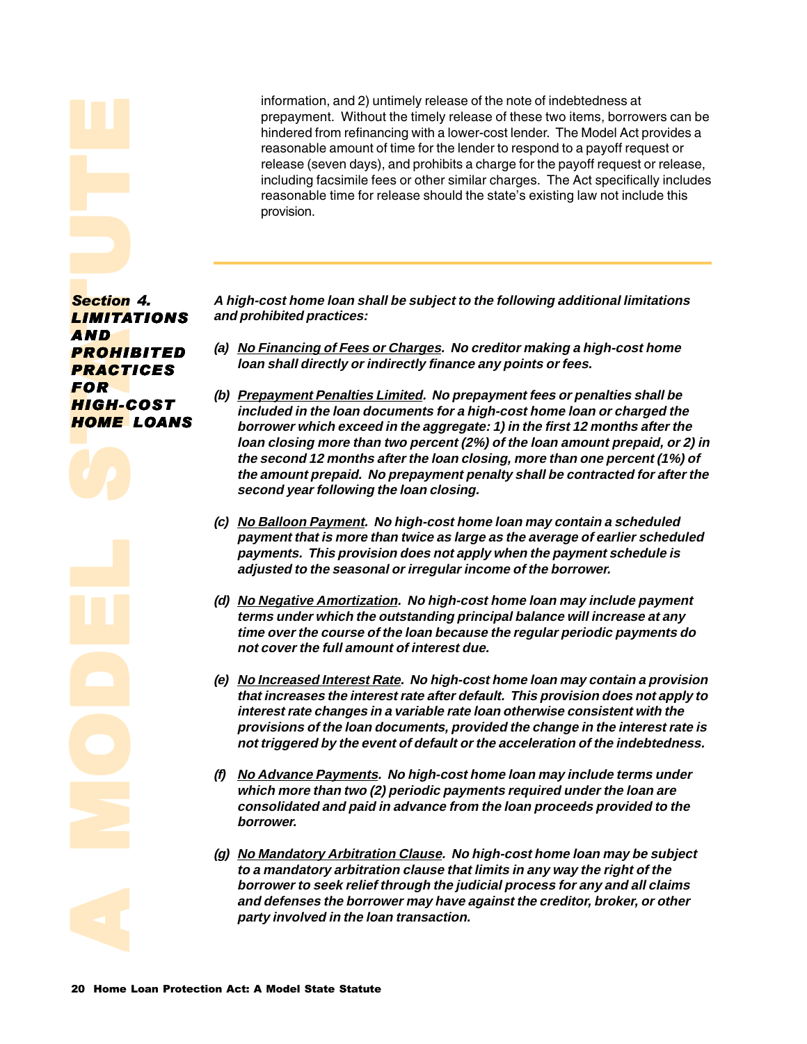information, and 2) untimely release of the note of indebtedness at prepayment. Without the timely release of these two items, borrowers can be hindered from refinancing with a lower-cost lender. The Model Act provides a reasonable amount of time for the lender to respond to a payoff request or release (seven days), and prohibits a charge for the payoff request or release, including facsimile fees or other similar charges. The Act specifically includes reasonable time for release should the state's existing law not include this provision.

---

## *Section 4. LIMITATIONS AND PROHIBITED PRACTICES FOR HIGH-COST HOME LOANS*

***A high-cost home loan shall be subject to the following additional limitations and prohibited practices:***

***(a) No Financing of Fees or Charges. No creditor making a high-cost home loan shall directly or indirectly finance any points or fees.***

***(b) Prepayment Penalties Limited. No prepayment fees or penalties shall be included in the loan documents for a high-cost home loan or charged the borrower which exceed in the aggregate: 1) in the first 12 months after the loan closing more than two percent (2%) of the loan amount prepaid, or 2) in the second 12 months after the loan closing, more than one percent (1%) of the amount prepaid. No prepayment penalty shall be contracted for after the second year following the loan closing.***

***(c) No Balloon Payment. No high-cost home loan may contain a scheduled payment that is more than twice as large as the average of earlier scheduled payments. This provision does not apply when the payment schedule is adjusted to the seasonal or irregular income of the borrower.***

***(d) No Negative Amortization. No high-cost home loan may include payment terms under which the outstanding principal balance will increase at any time over the course of the loan because the regular periodic payments do not cover the full amount of interest due.***

***(e) No Increased Interest Rate. No high-cost home loan may contain a provision that increases the interest rate after default. This provision does not apply to interest rate changes in a variable rate loan otherwise consistent with the provisions of the loan documents, provided the change in the interest rate is not triggered by the event of default or the acceleration of the indebtedness.***

***(f) No Advance Payments. No high-cost home loan may include terms under which more than two (2) periodic payments required under the loan are consolidated and paid in advance from the loan proceeds provided to the borrower.***

***(g) No Mandatory Arbitration Clause. No high-cost home loan may be subject to a mandatory arbitration clause that limits in any way the right of the borrower to seek relief through the judicial process for any and all claims and defenses the borrower may have against the creditor, broker, or other party involved in the loan transaction.***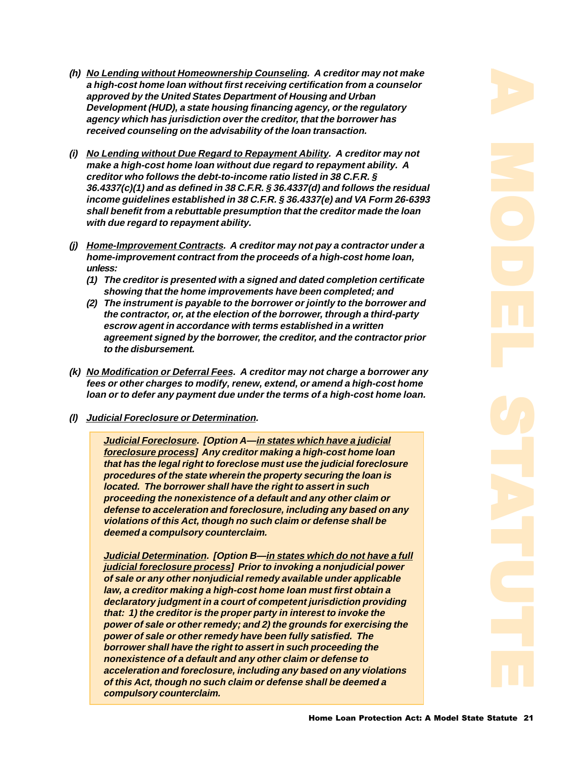***(h) <u>No Lending without Homeownership Counseling</u>. A creditor may not make a high-cost home loan without first receiving certification from a counselor approved by the United States Department of Housing and Urban Development (HUD), a state housing financing agency, or the regulatory agency which has jurisdiction over the creditor, that the borrower has received counseling on the advisability of the loan transaction.***

***(i) <u>No Lending without Due Regard to Repayment Ability</u>. A creditor may not make a high-cost home loan without due regard to repayment ability. A creditor who follows the debt-to-income ratio listed in 38 C.F.R. § 36.4337(c)(1) and as defined in 38 C.F.R. § 36.4337(d) and follows the residual income guidelines established in 38 C.F.R. § 36.4337(e) and VA Form 26-6393 shall benefit from a rebuttable presumption that the creditor made the loan with due regard to repayment ability.***

***(j) <u>Home-Improvement Contracts</u>. A creditor may not pay a contractor under a home-improvement contract from the proceeds of a high-cost home loan, unless:***

***(1) The creditor is presented with a signed and dated completion certificate showing that the home improvements have been completed; and***

***(2) The instrument is payable to the borrower or jointly to the borrower and the contractor, or, at the election of the borrower, through a third-party escrow agent in accordance with terms established in a written agreement signed by the borrower, the creditor, and the contractor prior to the disbursement.***

***(k) <u>No Modification or Deferral Fees</u>. A creditor may not charge a borrower any fees or other charges to modify, renew, extend, or amend a high-cost home loan or to defer any payment due under the terms of a high-cost home loan.***

***(l) <u>Judicial Foreclosure or Determination</u>.***

> ***<u>Judicial Foreclosure</u>. [Option A—<u>in states which have a judicial foreclosure process</u>] Any creditor making a high-cost home loan that has the legal right to foreclose must use the judicial foreclosure procedures of the state wherein the property securing the loan is located. The borrower shall have the right to assert in such proceeding the nonexistence of a default and any other claim or defense to acceleration and foreclosure, including any based on any violations of this Act, though no such claim or defense shall be deemed a compulsory counterclaim.***
>
> ***<u>Judicial Determination</u>. [Option B—<u>in states which do not have a full judicial foreclosure process</u>] Prior to invoking a nonjudicial power of sale or any other nonjudicial remedy available under applicable law, a creditor making a high-cost home loan must first obtain a declaratory judgment in a court of competent jurisdiction providing that: 1) the creditor is the proper party in interest to invoke the power of sale or other remedy; and 2) the grounds for exercising the power of sale or other remedy have been fully satisfied. The borrower shall have the right to assert in such proceeding the nonexistence of a default and any other claim or defense to acceleration and foreclosure, including any based on any violations of this Act, though no such claim or defense shall be deemed a compulsory counterclaim.***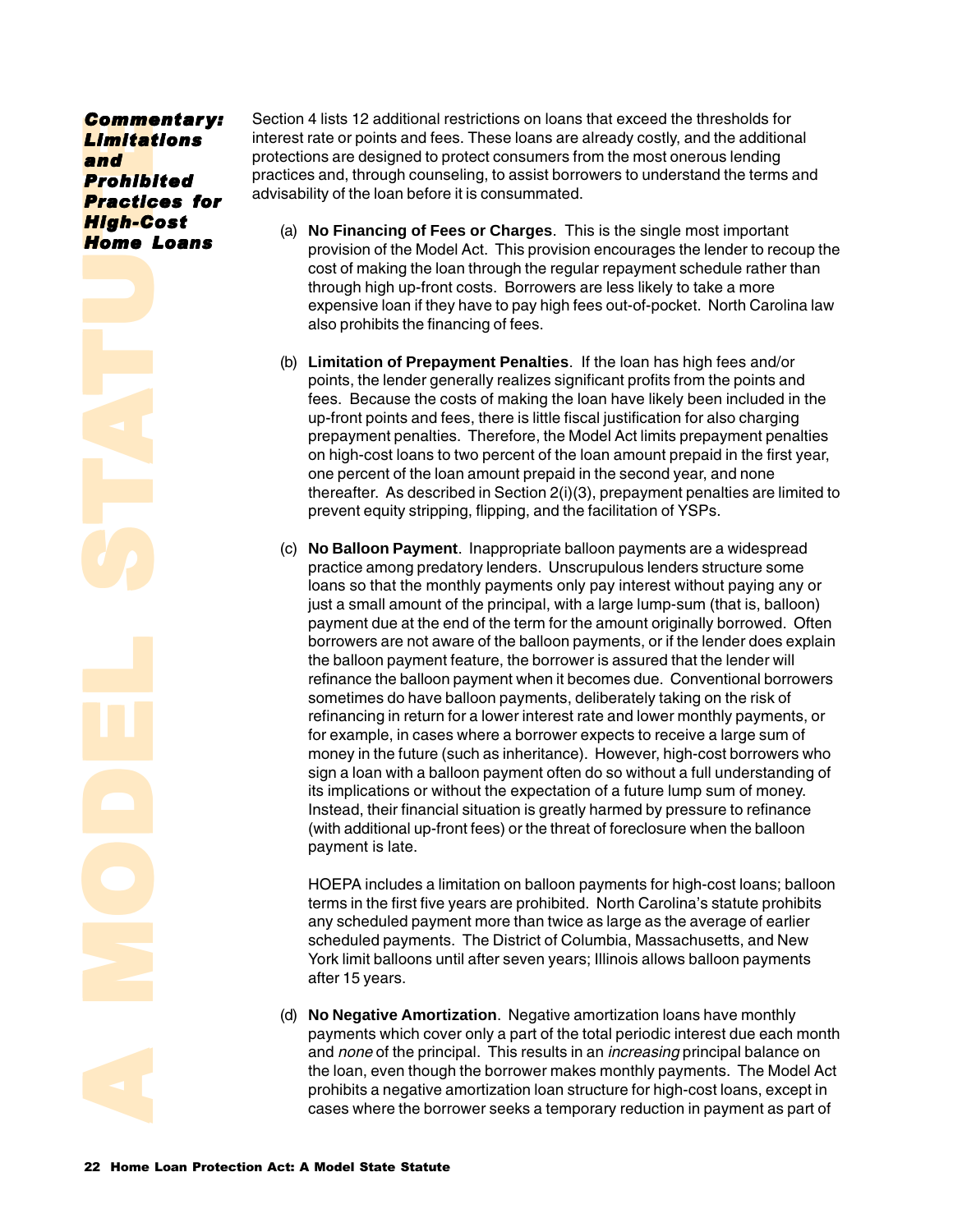## Commentary: Limitations and Prohibited Practices for High-Cost Home Loans

Section 4 lists 12 additional restrictions on loans that exceed the thresholds for interest rate or points and fees. These loans are already costly, and the additional protections are designed to protect consumers from the most onerous lending practices and, through counseling, to assist borrowers to understand the terms and advisability of the loan before it is consummated.

(a) **No Financing of Fees or Charges**. This is the single most important provision of the Model Act. This provision encourages the lender to recoup the cost of making the loan through the regular repayment schedule rather than through high up-front costs. Borrowers are less likely to take a more expensive loan if they have to pay high fees out-of-pocket. North Carolina law also prohibits the financing of fees.

(b) **Limitation of Prepayment Penalties**. If the loan has high fees and/or points, the lender generally realizes significant profits from the points and fees. Because the costs of making the loan have likely been included in the up-front points and fees, there is little fiscal justification for also charging prepayment penalties. Therefore, the Model Act limits prepayment penalties on high-cost loans to two percent of the loan amount prepaid in the first year, one percent of the loan amount prepaid in the second year, and none thereafter. As described in Section 2(i)(3), prepayment penalties are limited to prevent equity stripping, flipping, and the facilitation of YSPs.

(c) **No Balloon Payment**. Inappropriate balloon payments are a widespread practice among predatory lenders. Unscrupulous lenders structure some loans so that the monthly payments only pay interest without paying any or just a small amount of the principal, with a large lump-sum (that is, balloon) payment due at the end of the term for the amount originally borrowed. Often borrowers are not aware of the balloon payments, or if the lender does explain the balloon payment feature, the borrower is assured that the lender will refinance the balloon payment when it becomes due. Conventional borrowers sometimes do have balloon payments, deliberately taking on the risk of refinancing in return for a lower interest rate and lower monthly payments, or for example, in cases where a borrower expects to receive a large sum of money in the future (such as inheritance). However, high-cost borrowers who sign a loan with a balloon payment often do so without a full understanding of its implications or without the expectation of a future lump sum of money. Instead, their financial situation is greatly harmed by pressure to refinance (with additional up-front fees) or the threat of foreclosure when the balloon payment is late.

HOEPA includes a limitation on balloon payments for high-cost loans; balloon terms in the first five years are prohibited. North Carolina's statute prohibits any scheduled payment more than twice as large as the average of earlier scheduled payments. The District of Columbia, Massachusetts, and New York limit balloons until after seven years; Illinois allows balloon payments after 15 years.

(d) **No Negative Amortization**. Negative amortization loans have monthly payments which cover only a part of the total periodic interest due each month and *none* of the principal. This results in an *increasing* principal balance on the loan, even though the borrower makes monthly payments. The Model Act prohibits a negative amortization loan structure for high-cost loans, except in cases where the borrower seeks a temporary reduction in payment as part of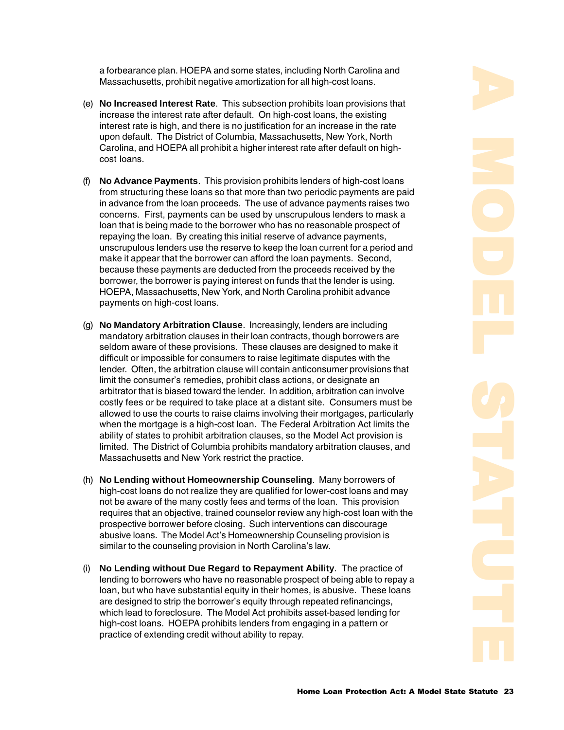a forbearance plan. HOEPA and some states, including North Carolina and Massachusetts, prohibit negative amortization for all high-cost loans.

(e) **No Increased Interest Rate**. This subsection prohibits loan provisions that increase the interest rate after default. On high-cost loans, the existing interest rate is high, and there is no justification for an increase in the rate upon default. The District of Columbia, Massachusetts, New York, North Carolina, and HOEPA all prohibit a higher interest rate after default on high-cost loans.

(f) **No Advance Payments**. This provision prohibits lenders of high-cost loans from structuring these loans so that more than two periodic payments are paid in advance from the loan proceeds. The use of advance payments raises two concerns. First, payments can be used by unscrupulous lenders to mask a loan that is being made to the borrower who has no reasonable prospect of repaying the loan. By creating this initial reserve of advance payments, unscrupulous lenders use the reserve to keep the loan current for a period and make it appear that the borrower can afford the loan payments. Second, because these payments are deducted from the proceeds received by the borrower, the borrower is paying interest on funds that the lender is using. HOEPA, Massachusetts, New York, and North Carolina prohibit advance payments on high-cost loans.

(g) **No Mandatory Arbitration Clause**. Increasingly, lenders are including mandatory arbitration clauses in their loan contracts, though borrowers are seldom aware of these provisions. These clauses are designed to make it difficult or impossible for consumers to raise legitimate disputes with the lender. Often, the arbitration clause will contain anticonsumer provisions that limit the consumer's remedies, prohibit class actions, or designate an arbitrator that is biased toward the lender. In addition, arbitration can involve costly fees or be required to take place at a distant site. Consumers must be allowed to use the courts to raise claims involving their mortgages, particularly when the mortgage is a high-cost loan. The Federal Arbitration Act limits the ability of states to prohibit arbitration clauses, so the Model Act provision is limited. The District of Columbia prohibits mandatory arbitration clauses, and Massachusetts and New York restrict the practice.

(h) **No Lending without Homeownership Counseling**. Many borrowers of high-cost loans do not realize they are qualified for lower-cost loans and may not be aware of the many costly fees and terms of the loan. This provision requires that an objective, trained counselor review any high-cost loan with the prospective borrower before closing. Such interventions can discourage abusive loans. The Model Act's Homeownership Counseling provision is similar to the counseling provision in North Carolina's law.

(i) **No Lending without Due Regard to Repayment Ability**. The practice of lending to borrowers who have no reasonable prospect of being able to repay a loan, but who have substantial equity in their homes, is abusive. These loans are designed to strip the borrower's equity through repeated refinancings, which lead to foreclosure. The Model Act prohibits asset-based lending for high-cost loans. HOEPA prohibits lenders from engaging in a pattern or practice of extending credit without ability to repay.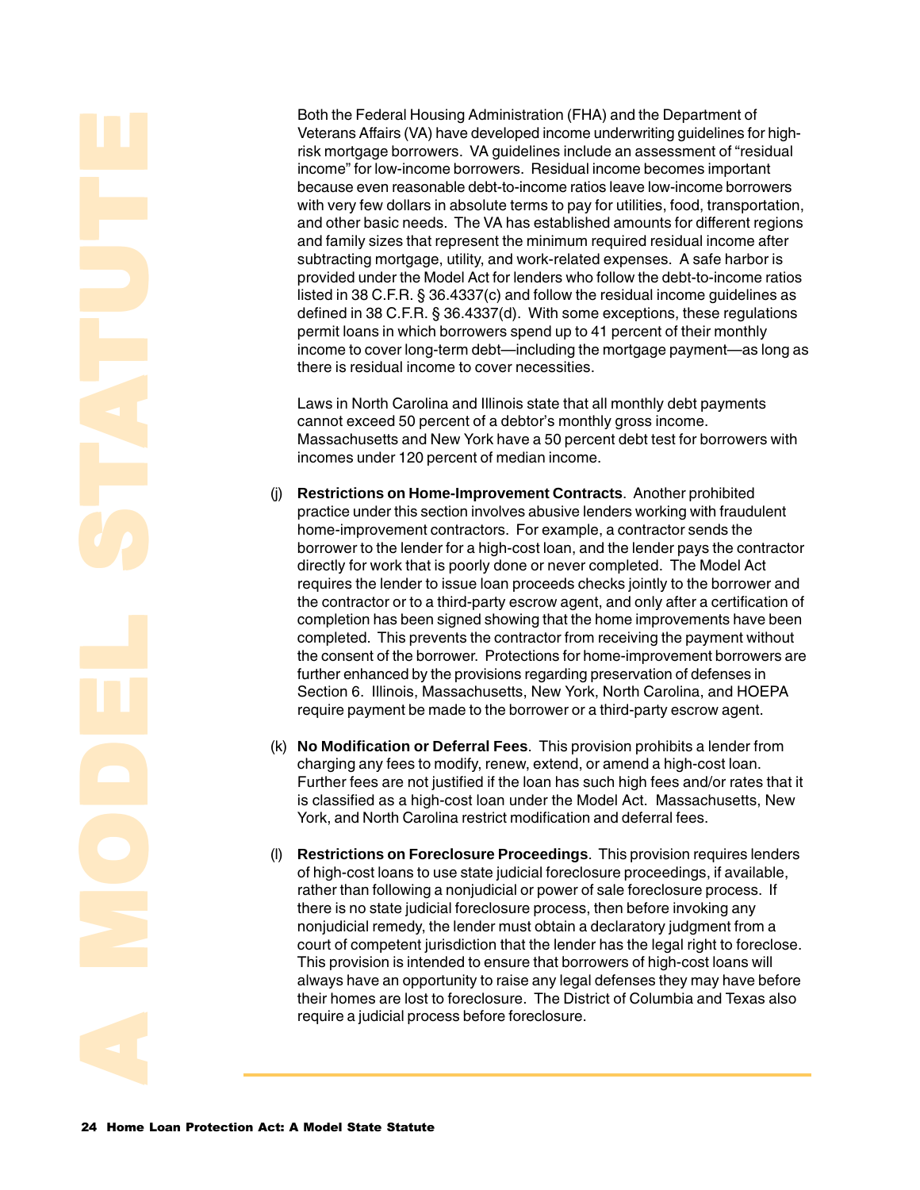Both the Federal Housing Administration (FHA) and the Department of Veterans Affairs (VA) have developed income underwriting guidelines for high-risk mortgage borrowers. VA guidelines include an assessment of "residual income" for low-income borrowers. Residual income becomes important because even reasonable debt-to-income ratios leave low-income borrowers with very few dollars in absolute terms to pay for utilities, food, transportation, and other basic needs. The VA has established amounts for different regions and family sizes that represent the minimum required residual income after subtracting mortgage, utility, and work-related expenses. A safe harbor is provided under the Model Act for lenders who follow the debt-to-income ratios listed in 38 C.F.R. § 36.4337(c) and follow the residual income guidelines as defined in 38 C.F.R. § 36.4337(d). With some exceptions, these regulations permit loans in which borrowers spend up to 41 percent of their monthly income to cover long-term debt—including the mortgage payment—as long as there is residual income to cover necessities.

Laws in North Carolina and Illinois state that all monthly debt payments cannot exceed 50 percent of a debtor's monthly gross income. Massachusetts and New York have a 50 percent debt test for borrowers with incomes under 120 percent of median income.

(j) **Restrictions on Home-Improvement Contracts**. Another prohibited practice under this section involves abusive lenders working with fraudulent home-improvement contractors. For example, a contractor sends the borrower to the lender for a high-cost loan, and the lender pays the contractor directly for work that is poorly done or never completed. The Model Act requires the lender to issue loan proceeds checks jointly to the borrower and the contractor or to a third-party escrow agent, and only after a certification of completion has been signed showing that the home improvements have been completed. This prevents the contractor from receiving the payment without the consent of the borrower. Protections for home-improvement borrowers are further enhanced by the provisions regarding preservation of defenses in Section 6. Illinois, Massachusetts, New York, North Carolina, and HOEPA require payment be made to the borrower or a third-party escrow agent.

(k) **No Modification or Deferral Fees**. This provision prohibits a lender from charging any fees to modify, renew, extend, or amend a high-cost loan. Further fees are not justified if the loan has such high fees and/or rates that it is classified as a high-cost loan under the Model Act. Massachusetts, New York, and North Carolina restrict modification and deferral fees.

(l) **Restrictions on Foreclosure Proceedings**. This provision requires lenders of high-cost loans to use state judicial foreclosure proceedings, if available, rather than following a nonjudicial or power of sale foreclosure process. If there is no state judicial foreclosure process, then before invoking any nonjudicial remedy, the lender must obtain a declaratory judgment from a court of competent jurisdiction that the lender has the legal right to foreclose. This provision is intended to ensure that borrowers of high-cost loans will always have an opportunity to raise any legal defenses they may have before their homes are lost to foreclosure. The District of Columbia and Texas also require a judicial process before foreclosure.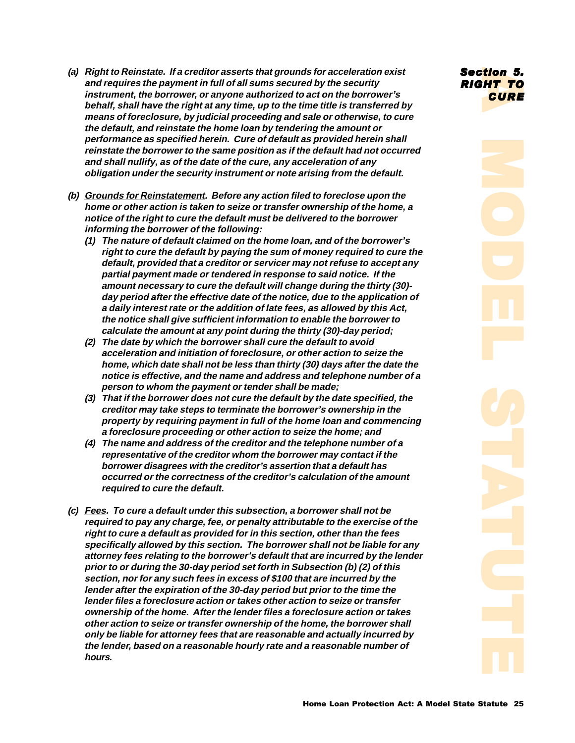## Section 5. RIGHT TO CURE

***(a) Right to Reinstate. If a creditor asserts that grounds for acceleration exist and requires the payment in full of all sums secured by the security instrument, the borrower, or anyone authorized to act on the borrower's behalf, shall have the right at any time, up to the time title is transferred by means of foreclosure, by judicial proceeding and sale or otherwise, to cure the default, and reinstate the home loan by tendering the amount or performance as specified herein. Cure of default as provided herein shall reinstate the borrower to the same position as if the default had not occurred and shall nullify, as of the date of the cure, any acceleration of any obligation under the security instrument or note arising from the default.***

***(b) Grounds for Reinstatement. Before any action filed to foreclose upon the home or other action is taken to seize or transfer ownership of the home, a notice of the right to cure the default must be delivered to the borrower informing the borrower of the following:***

- ***(1) The nature of default claimed on the home loan, and of the borrower's right to cure the default by paying the sum of money required to cure the default, provided that a creditor or servicer may not refuse to accept any partial payment made or tendered in response to said notice. If the amount necessary to cure the default will change during the thirty (30)-day period after the effective date of the notice, due to the application of a daily interest rate or the addition of late fees, as allowed by this Act, the notice shall give sufficient information to enable the borrower to calculate the amount at any point during the thirty (30)-day period;***
- ***(2) The date by which the borrower shall cure the default to avoid acceleration and initiation of foreclosure, or other action to seize the home, which date shall not be less than thirty (30) days after the date the notice is effective, and the name and address and telephone number of a person to whom the payment or tender shall be made;***
- ***(3) That if the borrower does not cure the default by the date specified, the creditor may take steps to terminate the borrower's ownership in the property by requiring payment in full of the home loan and commencing a foreclosure proceeding or other action to seize the home; and***
- ***(4) The name and address of the creditor and the telephone number of a representative of the creditor whom the borrower may contact if the borrower disagrees with the creditor's assertion that a default has occurred or the correctness of the creditor's calculation of the amount required to cure the default.***

***(c) Fees. To cure a default under this subsection, a borrower shall not be required to pay any charge, fee, or penalty attributable to the exercise of the right to cure a default as provided for in this section, other than the fees specifically allowed by this section. The borrower shall not be liable for any attorney fees relating to the borrower's default that are incurred by the lender prior to or during the 30-day period set forth in Subsection (b) (2) of this section, nor for any such fees in excess of $100 that are incurred by the lender after the expiration of the 30-day period but prior to the time the lender files a foreclosure action or takes other action to seize or transfer ownership of the home. After the lender files a foreclosure action or takes other action to seize or transfer ownership of the home, the borrower shall only be liable for attorney fees that are reasonable and actually incurred by the lender, based on a reasonable hourly rate and a reasonable number of hours.***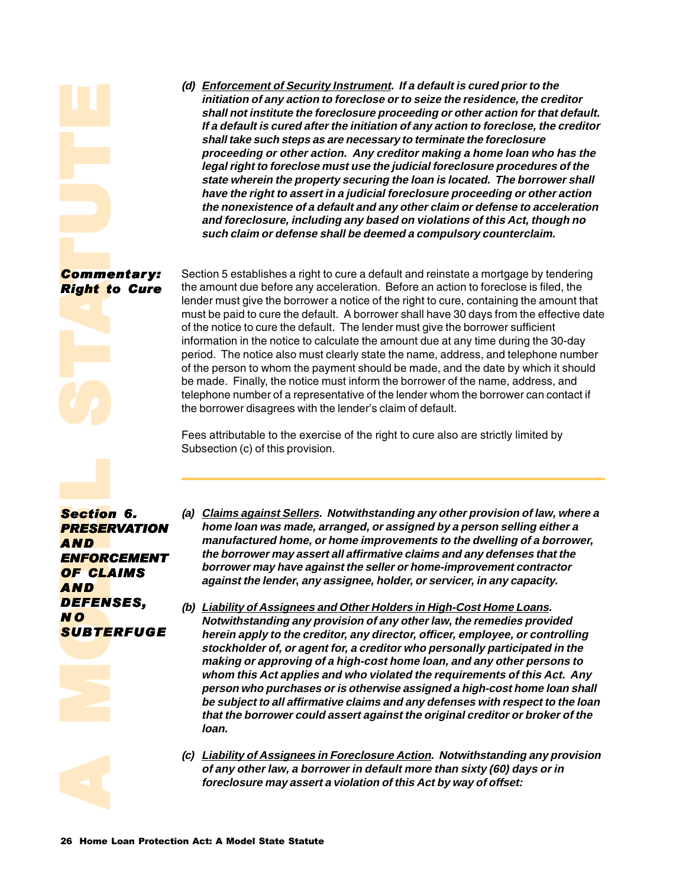***(d) <u>Enforcement of Security Instrument</u>. If a default is cured prior to the initiation of any action to foreclose or to seize the residence, the creditor shall not institute the foreclosure proceeding or other action for that default. If a default is cured after the initiation of any action to foreclose, the creditor shall take such steps as are necessary to terminate the foreclosure proceeding or other action. Any creditor making a home loan who has the legal right to foreclose must use the judicial foreclosure procedures of the state wherein the property securing the loan is located. The borrower shall have the right to assert in a judicial foreclosure proceeding or other action the nonexistence of a default and any other claim or defense to acceleration and foreclosure, including any based on violations of this Act, though no such claim or defense shall be deemed a compulsory counterclaim.***

### *Commentary: Right to Cure*

Section 5 establishes a right to cure a default and reinstate a mortgage by tendering the amount due before any acceleration. Before an action to foreclose is filed, the lender must give the borrower a notice of the right to cure, containing the amount that must be paid to cure the default. A borrower shall have 30 days from the effective date of the notice to cure the default. The lender must give the borrower sufficient information in the notice to calculate the amount due at any time during the 30-day period. The notice also must clearly state the name, address, and telephone number of the person to whom the payment should be made, and the date by which it should be made. Finally, the notice must inform the borrower of the name, address, and telephone number of a representative of the lender whom the borrower can contact if the borrower disagrees with the lender's claim of default.

Fees attributable to the exercise of the right to cure also are strictly limited by Subsection (c) of this provision.

---

## *Section 6. PRESERVATION AND ENFORCEMENT OF CLAIMS AND DEFENSES, NO SUBTERFUGE*

***(a) <u>Claims against Sellers</u>. Notwithstanding any other provision of law, where a home loan was made, arranged, or assigned by a person selling either a manufactured home, or home improvements to the dwelling of a borrower, the borrower may assert all affirmative claims and any defenses that the borrower may have against the seller or home-improvement contractor against the lender, any assignee, holder, or servicer, in any capacity.***

***(b) <u>Liability of Assignees and Other Holders in High-Cost Home Loans</u>. Notwithstanding any provision of any other law, the remedies provided herein apply to the creditor, any director, officer, employee, or controlling stockholder of, or agent for, a creditor who personally participated in the making or approving of a high-cost home loan, and any other persons to whom this Act applies and who violated the requirements of this Act. Any person who purchases or is otherwise assigned a high-cost home loan shall be subject to all affirmative claims and any defenses with respect to the loan that the borrower could assert against the original creditor or broker of the loan.***

***(c) <u>Liability of Assignees in Foreclosure Action</u>. Notwithstanding any provision of any other law, a borrower in default more than sixty (60) days or in foreclosure may assert a violation of this Act by way of offset:***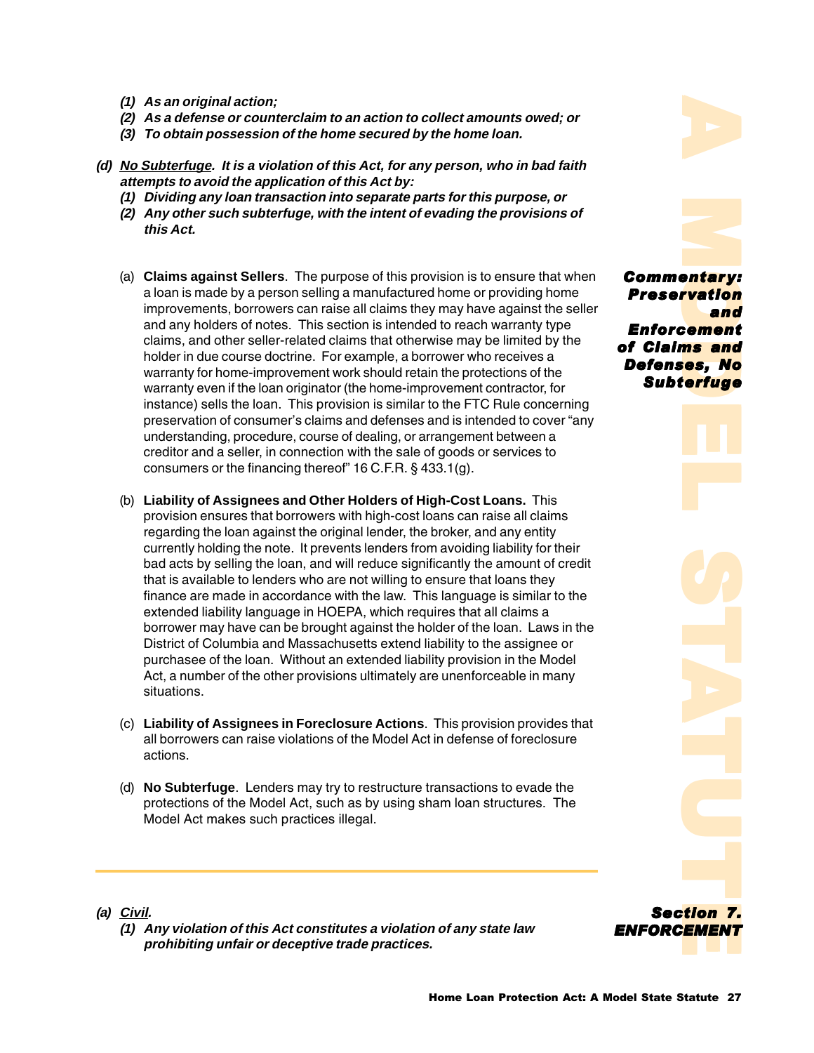*(1) As an original action;*
*(2) As a defense or counterclaim to an action to collect amounts owed; or*
*(3) To obtain possession of the home secured by the home loan.*

***(d) No Subterfuge. It is a violation of this Act, for any person, who in bad faith attempts to avoid the application of this Act by:***
*(1) Dividing any loan transaction into separate parts for this purpose, or*
*(2) Any other such subterfuge, with the intent of evading the provisions of this Act.*

### Commentary: Preservation and Enforcement of Claims and Defenses, No Subterfuge

(a) **Claims against Sellers**. The purpose of this provision is to ensure that when a loan is made by a person selling a manufactured home or providing home improvements, borrowers can raise all claims they may have against the seller and any holders of notes. This section is intended to reach warranty type claims, and other seller-related claims that otherwise may be limited by the holder in due course doctrine. For example, a borrower who receives a warranty for home-improvement work should retain the protections of the warranty even if the loan originator (the home-improvement contractor, for instance) sells the loan. This provision is similar to the FTC Rule concerning preservation of consumer's claims and defenses and is intended to cover "any understanding, procedure, course of dealing, or arrangement between a creditor and a seller, in connection with the sale of goods or services to consumers or the financing thereof" 16 C.F.R. § 433.1(g).

(b) **Liability of Assignees and Other Holders of High-Cost Loans.** This provision ensures that borrowers with high-cost loans can raise all claims regarding the loan against the original lender, the broker, and any entity currently holding the note. It prevents lenders from avoiding liability for their bad acts by selling the loan, and will reduce significantly the amount of credit that is available to lenders who are not willing to ensure that loans they finance are made in accordance with the law. This language is similar to the extended liability language in HOEPA, which requires that all claims a borrower may have can be brought against the holder of the loan. Laws in the District of Columbia and Massachusetts extend liability to the assignee or purchasee of the loan. Without an extended liability provision in the Model Act, a number of the other provisions ultimately are unenforceable in many situations.

(c) **Liability of Assignees in Foreclosure Actions**. This provision provides that all borrowers can raise violations of the Model Act in defense of foreclosure actions.

(d) **No Subterfuge**. Lenders may try to restructure transactions to evade the protections of the Model Act, such as by using sham loan structures. The Model Act makes such practices illegal.

## Section 7. ENFORCEMENT

***(a) Civil.***
*(1) Any violation of this Act constitutes a violation of any state law prohibiting unfair or deceptive trade practices.*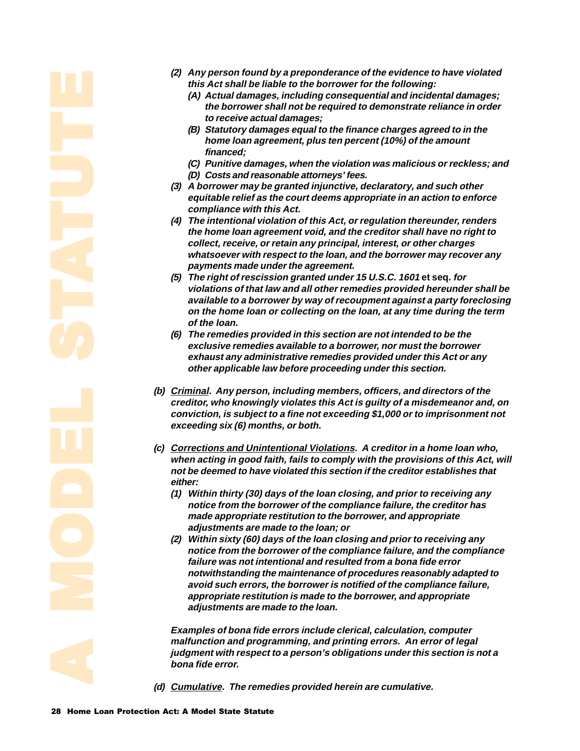*(2) Any person found by a preponderance of the evidence to have violated this Act shall be liable to the borrower for the following:*

*(A) Actual damages, including consequential and incidental damages; the borrower shall not be required to demonstrate reliance in order to receive actual damages;*

*(B) Statutory damages equal to the finance charges agreed to in the home loan agreement, plus ten percent (10%) of the amount financed;*

*(C) Punitive damages, when the violation was malicious or reckless; and*

*(D) Costs and reasonable attorneys' fees.*

*(3) A borrower may be granted injunctive, declaratory, and such other equitable relief as the court deems appropriate in an action to enforce compliance with this Act.*

*(4) The intentional violation of this Act, or regulation thereunder, renders the home loan agreement void, and the creditor shall have no right to collect, receive, or retain any principal, interest, or other charges whatsoever with respect to the loan, and the borrower may recover any payments made under the agreement.*

*(5) The right of rescission granted under 15 U.S.C. 1601* **et seq.** *for violations of that law and all other remedies provided hereunder shall be available to a borrower by way of recoupment against a party foreclosing on the home loan or collecting on the loan, at any time during the term of the loan.*

*(6) The remedies provided in this section are not intended to be the exclusive remedies available to a borrower, nor must the borrower exhaust any administrative remedies provided under this Act or any other applicable law before proceeding under this section.*

*(b) Criminal. Any person, including members, officers, and directors of the creditor, who knowingly violates this Act is guilty of a misdemeanor and, on conviction, is subject to a fine not exceeding $1,000 or to imprisonment not exceeding six (6) months, or both.*

*(c) Corrections and Unintentional Violations. A creditor in a home loan who, when acting in good faith, fails to comply with the provisions of this Act, will not be deemed to have violated this section if the creditor establishes that either:*

*(1) Within thirty (30) days of the loan closing, and prior to receiving any notice from the borrower of the compliance failure, the creditor has made appropriate restitution to the borrower, and appropriate adjustments are made to the loan; or*

*(2) Within sixty (60) days of the loan closing and prior to receiving any notice from the borrower of the compliance failure, and the compliance failure was not intentional and resulted from a bona fide error notwithstanding the maintenance of procedures reasonably adapted to avoid such errors, the borrower is notified of the compliance failure, appropriate restitution is made to the borrower, and appropriate adjustments are made to the loan.*

*Examples of bona fide errors include clerical, calculation, computer malfunction and programming, and printing errors. An error of legal judgment with respect to a person's obligations under this section is not a bona fide error.*

*(d) Cumulative. The remedies provided herein are cumulative.*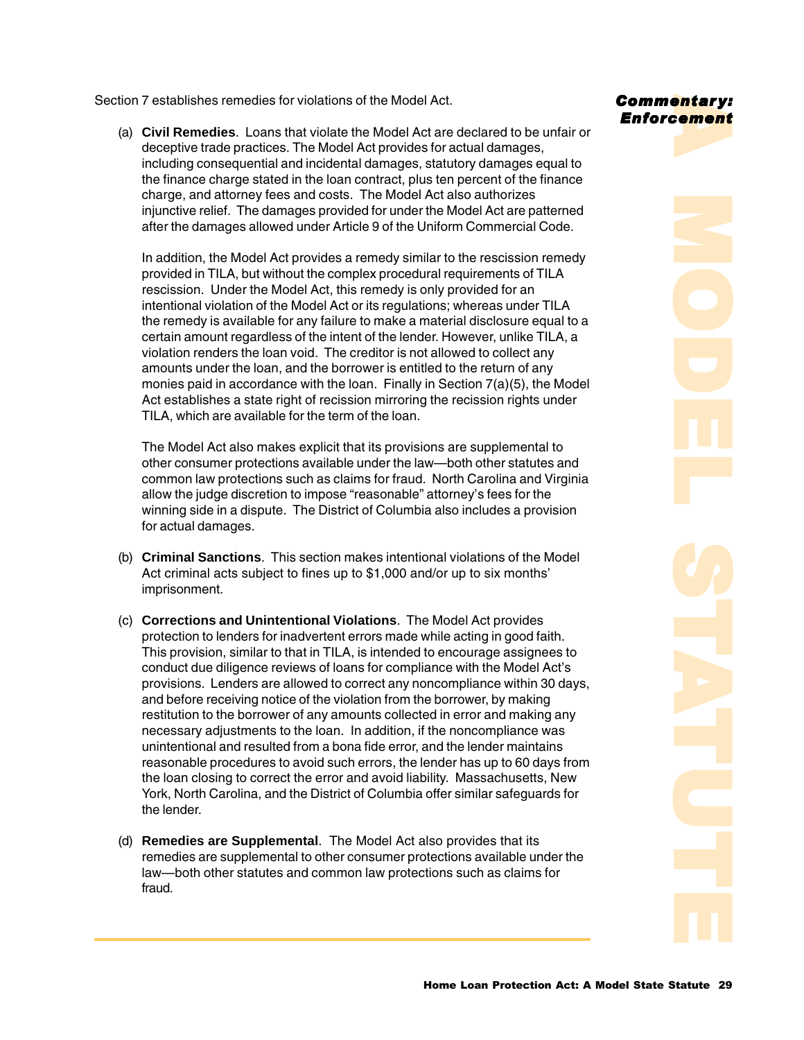## Commentary: Enforcement

Section 7 establishes remedies for violations of the Model Act.

(a) **Civil Remedies**. Loans that violate the Model Act are declared to be unfair or deceptive trade practices. The Model Act provides for actual damages, including consequential and incidental damages, statutory damages equal to the finance charge stated in the loan contract, plus ten percent of the finance charge, and attorney fees and costs. The Model Act also authorizes injunctive relief. The damages provided for under the Model Act are patterned after the damages allowed under Article 9 of the Uniform Commercial Code.

In addition, the Model Act provides a remedy similar to the rescission remedy provided in TILA, but without the complex procedural requirements of TILA rescission. Under the Model Act, this remedy is only provided for an intentional violation of the Model Act or its regulations; whereas under TILA the remedy is available for any failure to make a material disclosure equal to a certain amount regardless of the intent of the lender. However, unlike TILA, a violation renders the loan void. The creditor is not allowed to collect any amounts under the loan, and the borrower is entitled to the return of any monies paid in accordance with the loan. Finally in Section 7(a)(5), the Model Act establishes a state right of recission mirroring the recission rights under TILA, which are available for the term of the loan.

The Model Act also makes explicit that its provisions are supplemental to other consumer protections available under the law—both other statutes and common law protections such as claims for fraud. North Carolina and Virginia allow the judge discretion to impose "reasonable" attorney's fees for the winning side in a dispute. The District of Columbia also includes a provision for actual damages.

(b) **Criminal Sanctions**. This section makes intentional violations of the Model Act criminal acts subject to fines up to $1,000 and/or up to six months' imprisonment.

(c) **Corrections and Unintentional Violations**. The Model Act provides protection to lenders for inadvertent errors made while acting in good faith. This provision, similar to that in TILA, is intended to encourage assignees to conduct due diligence reviews of loans for compliance with the Model Act's provisions. Lenders are allowed to correct any noncompliance within 30 days, and before receiving notice of the violation from the borrower, by making restitution to the borrower of any amounts collected in error and making any necessary adjustments to the loan. In addition, if the noncompliance was unintentional and resulted from a bona fide error, and the lender maintains reasonable procedures to avoid such errors, the lender has up to 60 days from the loan closing to correct the error and avoid liability. Massachusetts, New York, North Carolina, and the District of Columbia offer similar safeguards for the lender.

(d) **Remedies are Supplemental**. The Model Act also provides that its remedies are supplemental to other consumer protections available under the law—both other statutes and common law protections such as claims for fraud.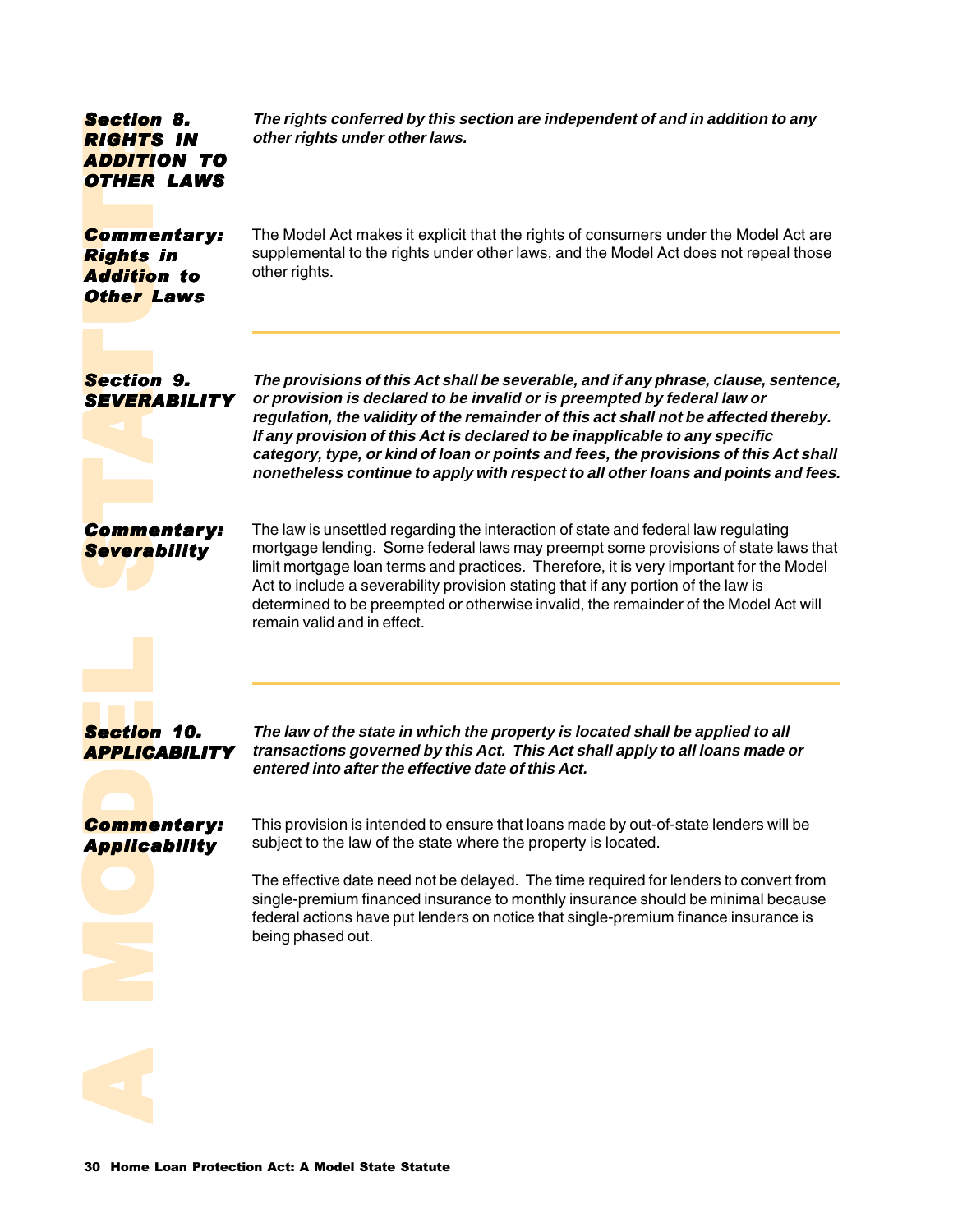### Section 8. RIGHTS IN ADDITION TO OTHER LAWS

***The rights conferred by this section are independent of and in addition to any other rights under other laws.***

#### Commentary: Rights in Addition to Other Laws

The Model Act makes it explicit that the rights of consumers under the Model Act are supplemental to the rights under other laws, and the Model Act does not repeal those other rights.

---

### Section 9. SEVERABILITY

***The provisions of this Act shall be severable, and if any phrase, clause, sentence, or provision is declared to be invalid or is preempted by federal law or regulation, the validity of the remainder of this act shall not be affected thereby. If any provision of this Act is declared to be inapplicable to any specific category, type, or kind of loan or points and fees, the provisions of this Act shall nonetheless continue to apply with respect to all other loans and points and fees.***

#### Commentary: Severability

The law is unsettled regarding the interaction of state and federal law regulating mortgage lending. Some federal laws may preempt some provisions of state laws that limit mortgage loan terms and practices. Therefore, it is very important for the Model Act to include a severability provision stating that if any portion of the law is determined to be preempted or otherwise invalid, the remainder of the Model Act will remain valid and in effect.

---

### Section 10. APPLICABILITY

***The law of the state in which the property is located shall be applied to all transactions governed by this Act. This Act shall apply to all loans made or entered into after the effective date of this Act.***

#### Commentary: Applicability

This provision is intended to ensure that loans made by out-of-state lenders will be subject to the law of the state where the property is located.

The effective date need not be delayed. The time required for lenders to convert from single-premium financed insurance to monthly insurance should be minimal because federal actions have put lenders on notice that single-premium finance insurance is being phased out.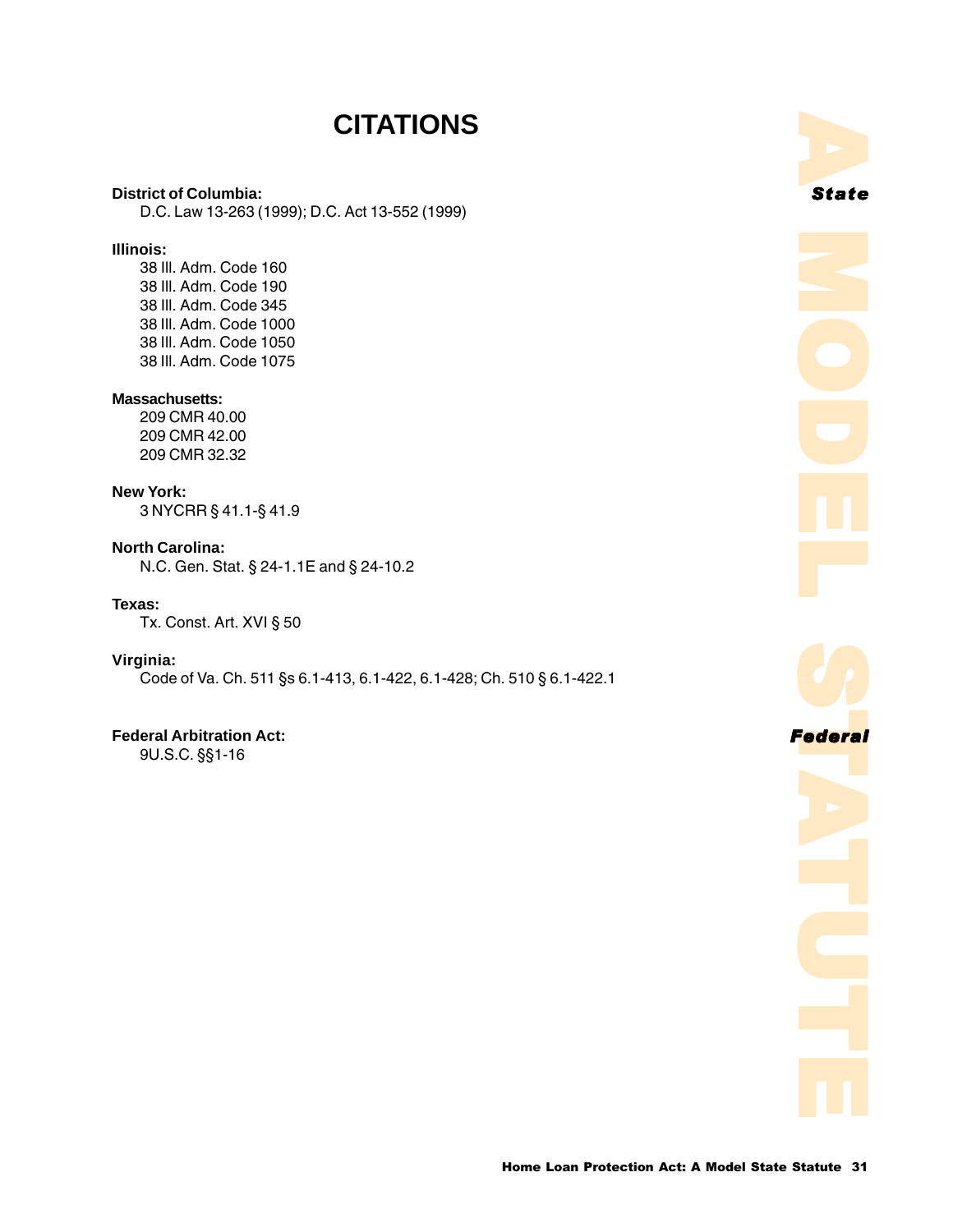# CITATIONS

**District of Columbia:**
D.C. Law 13-263 (1999); D.C. Act 13-552 (1999)

**Illinois:**
38 Ill. Adm. Code 160
38 Ill. Adm. Code 190
38 Ill. Adm. Code 345
38 Ill. Adm. Code 1000
38 Ill. Adm. Code 1050
38 Ill. Adm. Code 1075

**Massachusetts:**
209 CMR 40.00
209 CMR 42.00
209 CMR 32.32

**New York:**
3 NYCRR § 41.1-§ 41.9

**North Carolina:**
N.C. Gen. Stat. § 24-1.1E and § 24-10.2

**Texas:**
Tx. Const. Art. XVI § 50

**Virginia:**
Code of Va. Ch. 511 §s 6.1-413, 6.1-422, 6.1-428; Ch. 510 § 6.1-422.1

**Federal Arbitration Act:**
9U.S.C. §§1-16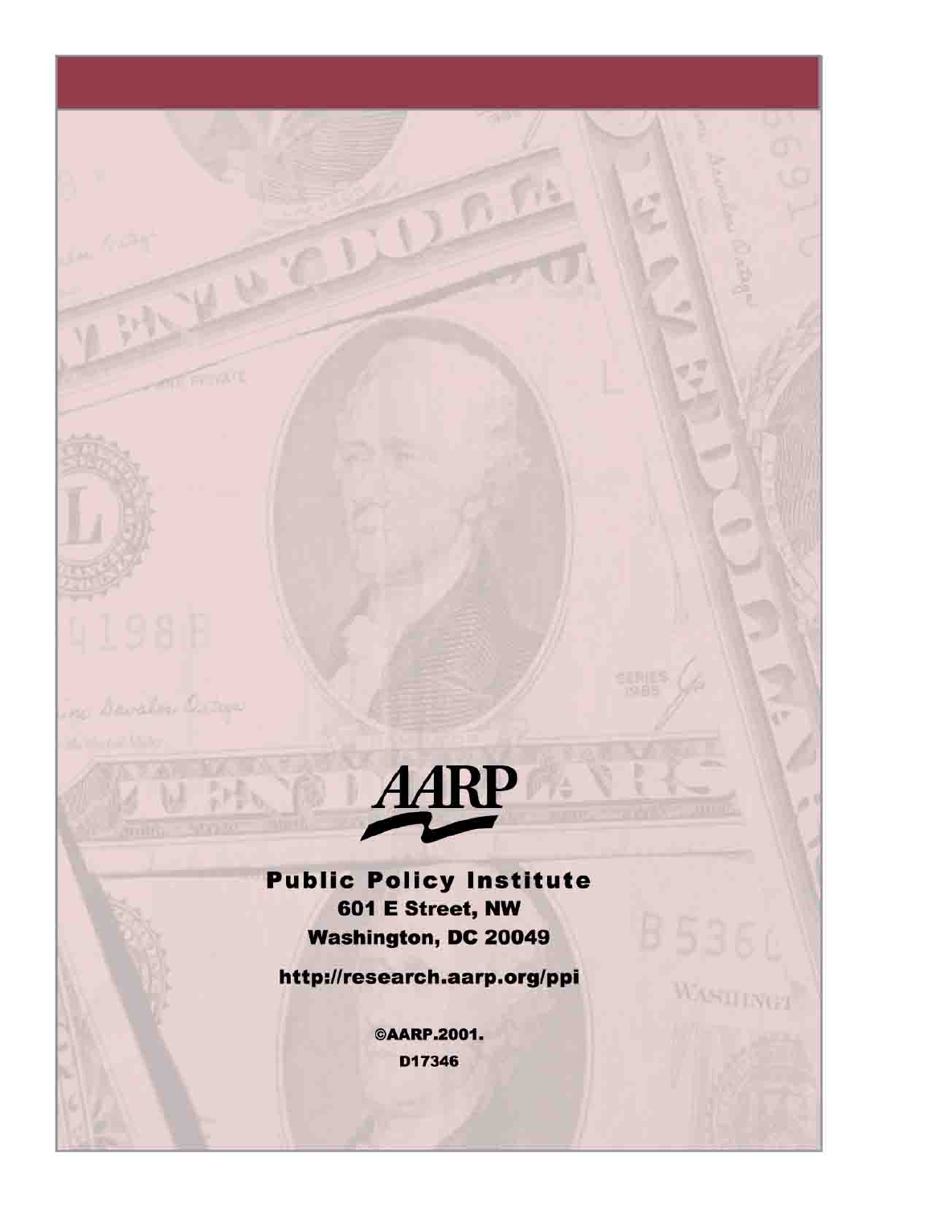AARP

**Public Policy Institute**

**601 E Street, NW**

**Washington, DC 20049**

**http://research.aarp.org/ppi**

**©AARP.2001.**

**D17346**